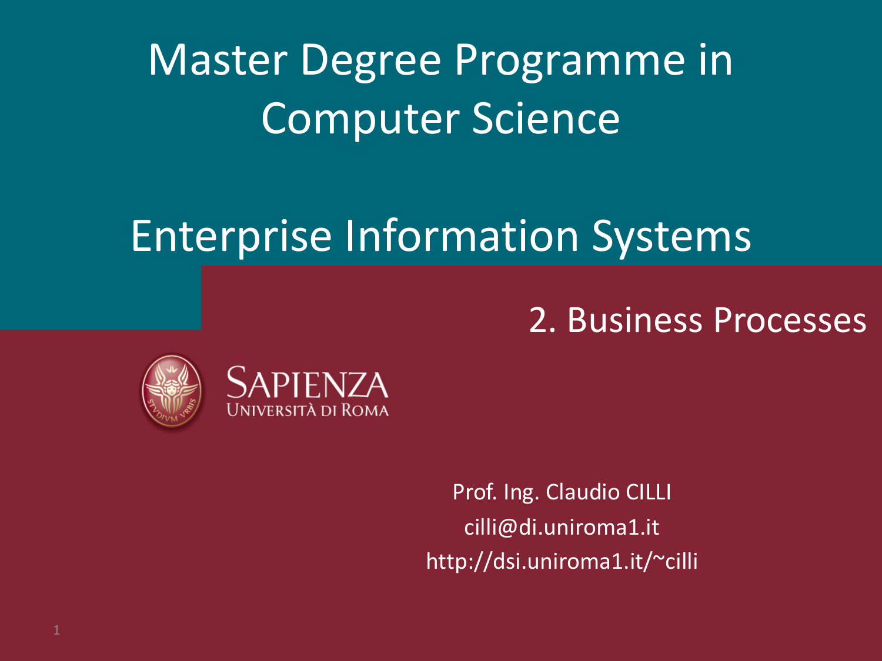# Master Degree Programme in Computer Science

# Enterprise Information Systems

## 2. Business Processes

SAPIENZA
UNIVERSITÀ DI ROMA

Prof. Ing. Claudio CILLI
cilli@di.uniroma1.it
http://dsi.uniroma1.it/~cilli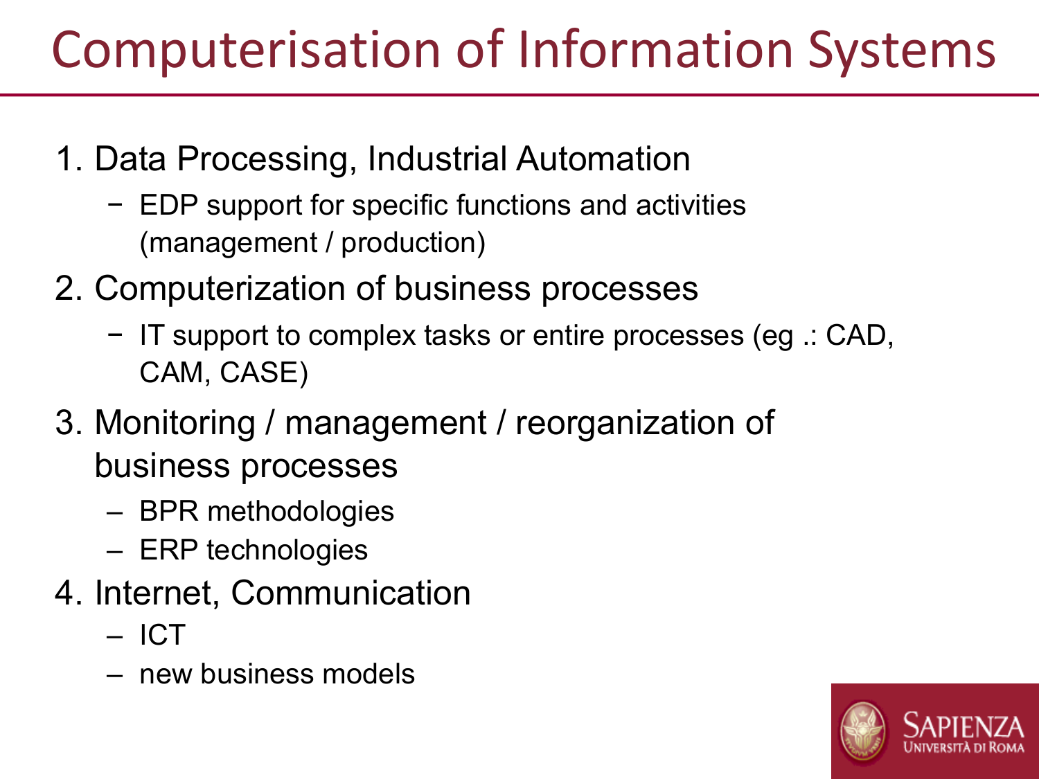# Computerisation of Information Systems

1. Data Processing, Industrial Automation
   - EDP support for specific functions and activities (management / production)
2. Computerization of business processes
   - IT support to complex tasks or entire processes (eg .: CAD, CAM, CASE)
3. Monitoring / management / reorganization of business processes
   - BPR methodologies
   - ERP technologies
4. Internet, Communication
   - ICT
   - new business models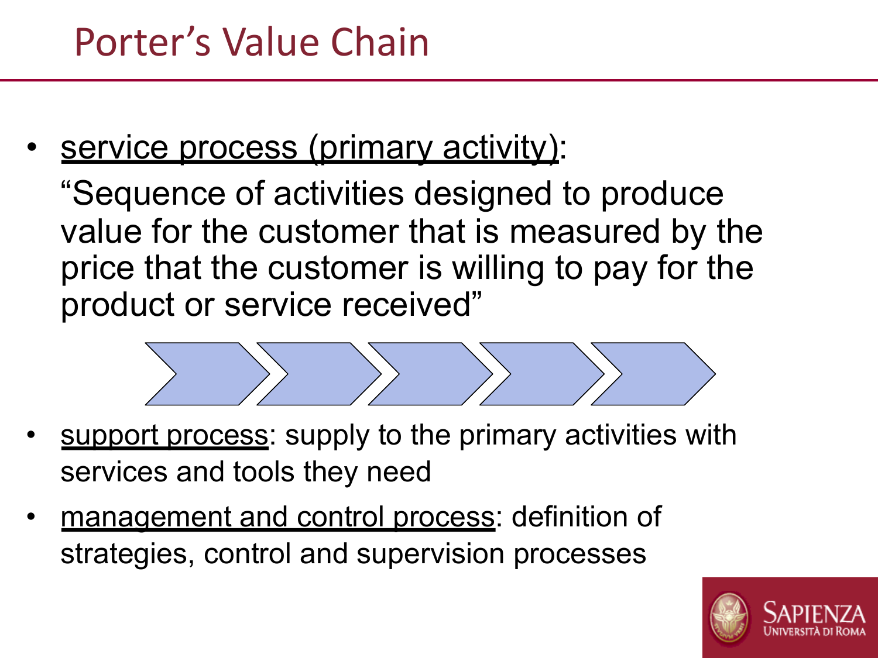# Porter's Value Chain

- <u>service process (primary activity)</u>:

  "Sequence of activities designed to produce value for the customer that is measured by the price that the customer is willing to pay for the product or service received"

- <u>support process</u>: supply to the primary activities with services and tools they need
- <u>management and control process</u>: definition of strategies, control and supervision processes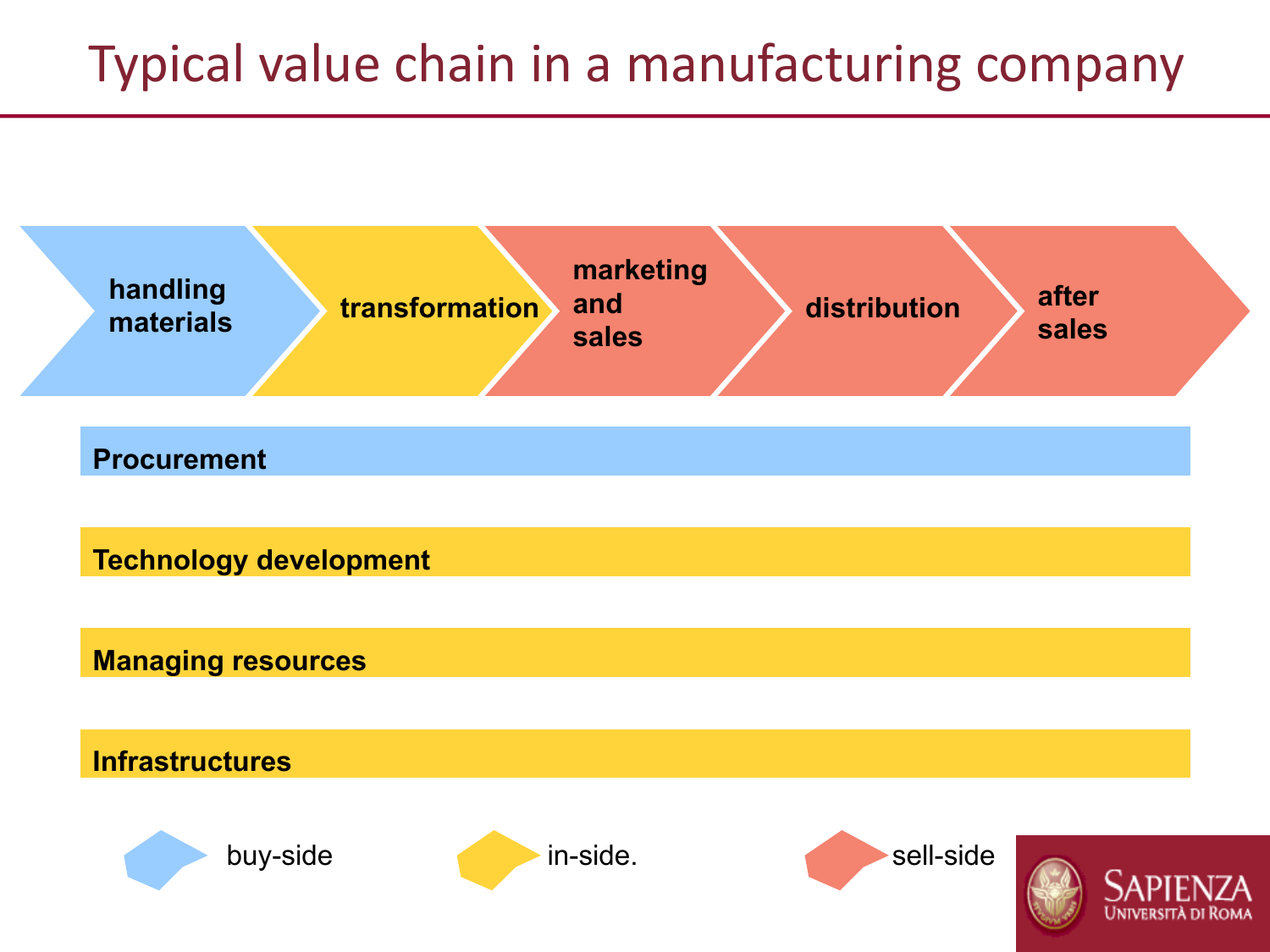# Typical value chain in a manufacturing company

**handling materials** → **transformation** → **marketing and sales** → **distribution** → **after sales**

**Procurement**

**Technology development**

**Managing resources**

**Infrastructures**

buy-side

in-side.

sell-side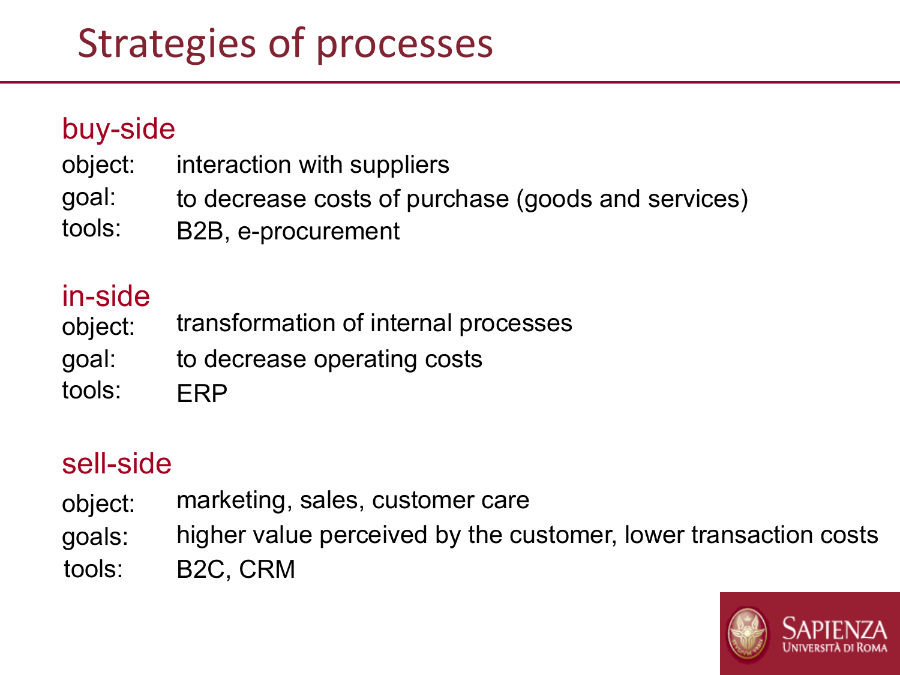# Strategies of processes

## buy-side

object: interaction with suppliers
goal: to decrease costs of purchase (goods and services)
tools: B2B, e-procurement

## in-side

object: transformation of internal processes
goal: to decrease operating costs
tools: ERP

## sell-side

object: marketing, sales, customer care
goals: higher value perceived by the customer, lower transaction costs
tools: B2C, CRM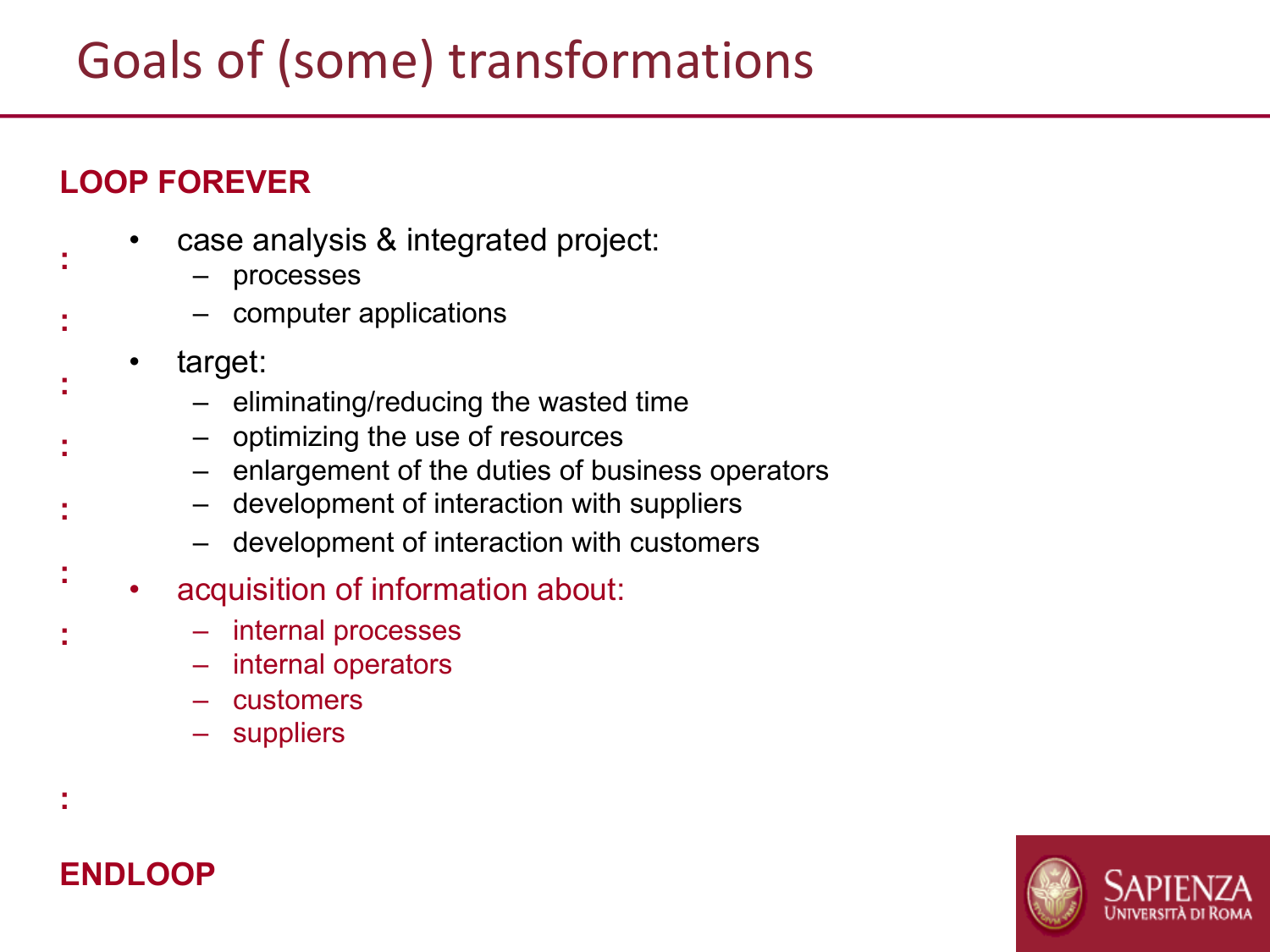# Goals of (some) transformations

**LOOP FOREVER**

:

- case analysis & integrated project:
  - processes
  - computer applications
- target:
  - eliminating/reducing the wasted time
  - optimizing the use of resources
  - enlargement of the duties of business operators
  - development of interaction with suppliers
  - development of interaction with customers
- acquisition of information about:
  - internal processes
  - internal operators
  - customers
  - suppliers

:

**ENDLOOP**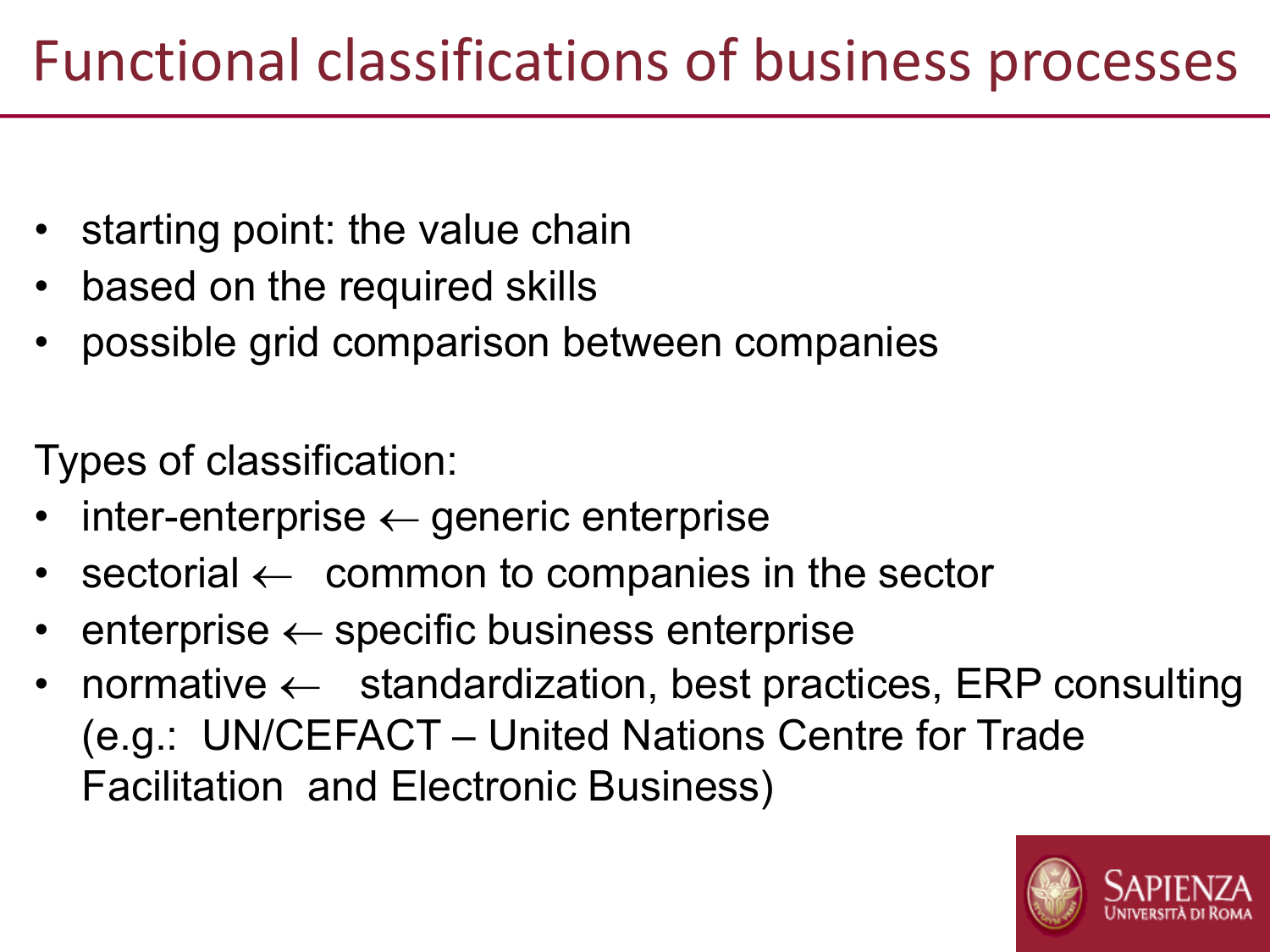# Functional classifications of business processes

- starting point: the value chain
- based on the required skills
- possible grid comparison between companies

Types of classification:

- inter-enterprise ← generic enterprise
- sectorial ← common to companies in the sector
- enterprise ← specific business enterprise
- normative ← standardization, best practices, ERP consulting (e.g.: UN/CEFACT – United Nations Centre for Trade Facilitation and Electronic Business)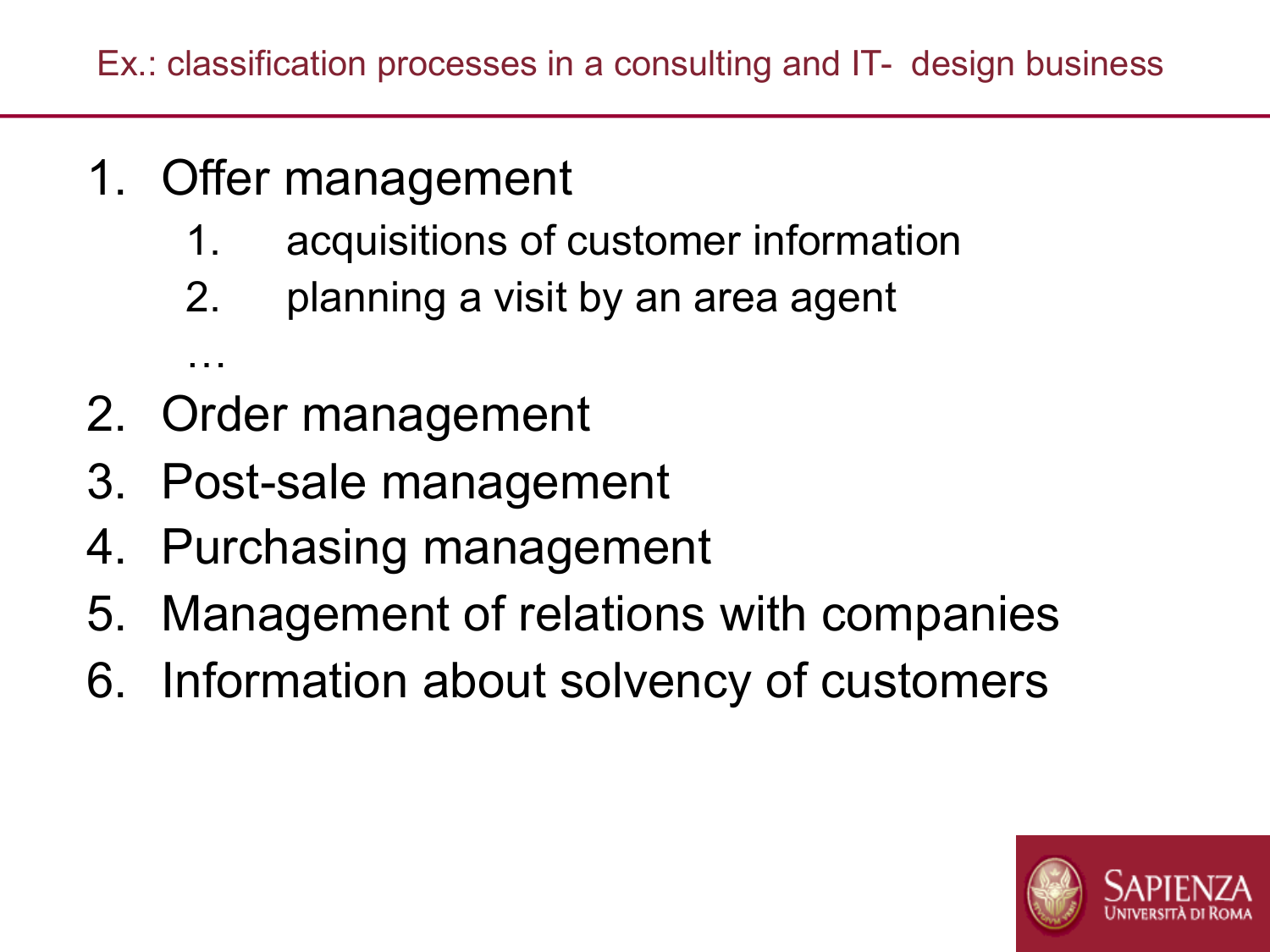## Ex.: classification processes in a consulting and IT- design business

1. Offer management
    1. acquisitions of customer information
    2. planning a visit by an area agent

    …
2. Order management
3. Post-sale management
4. Purchasing management
5. Management of relations with companies
6. Information about solvency of customers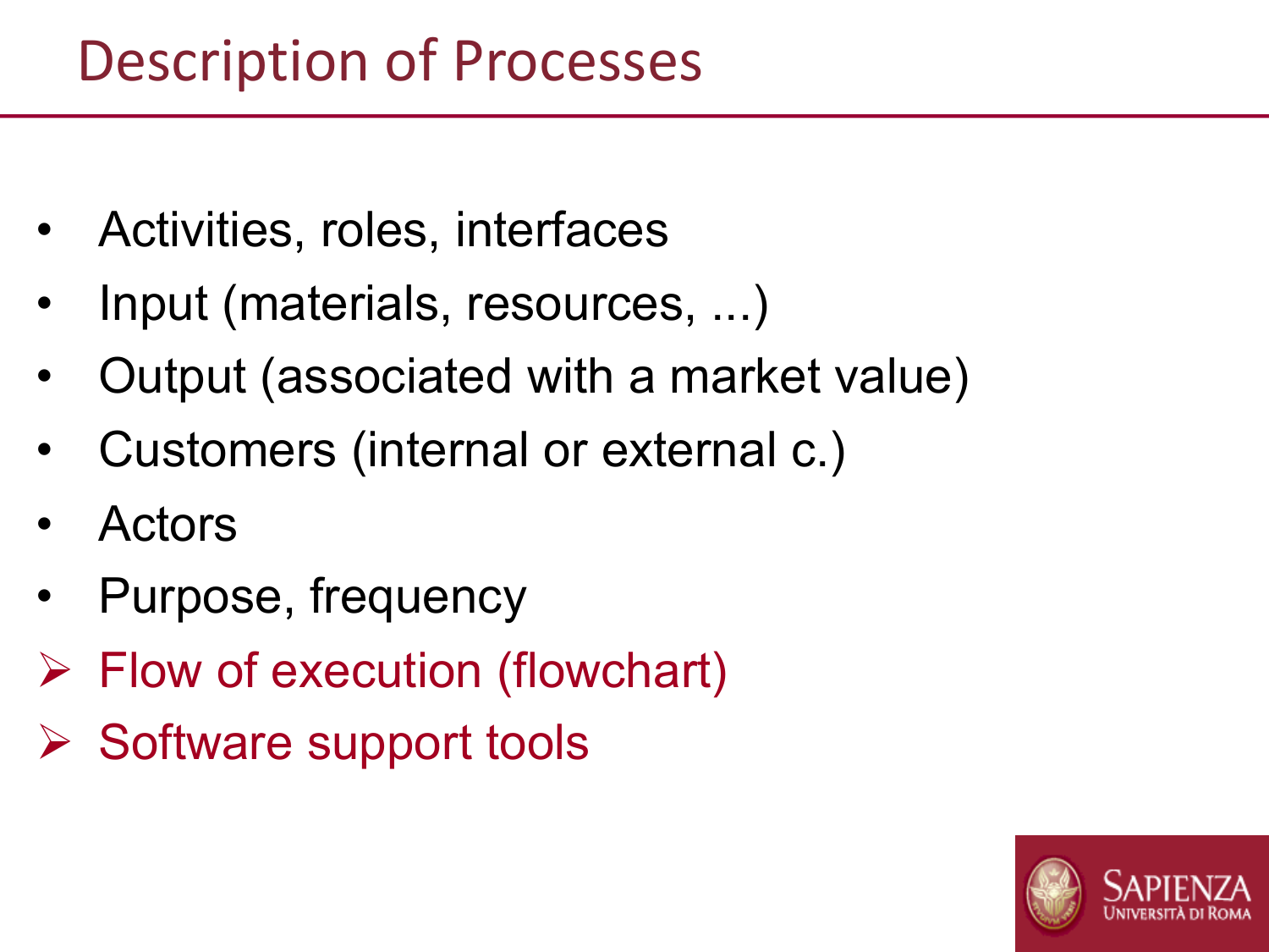# Description of Processes

- Activities, roles, interfaces
- Input (materials, resources, ...)
- Output (associated with a market value)
- Customers (internal or external c.)
- Actors
- Purpose, frequency

- Flow of execution (flowchart)
- Software support tools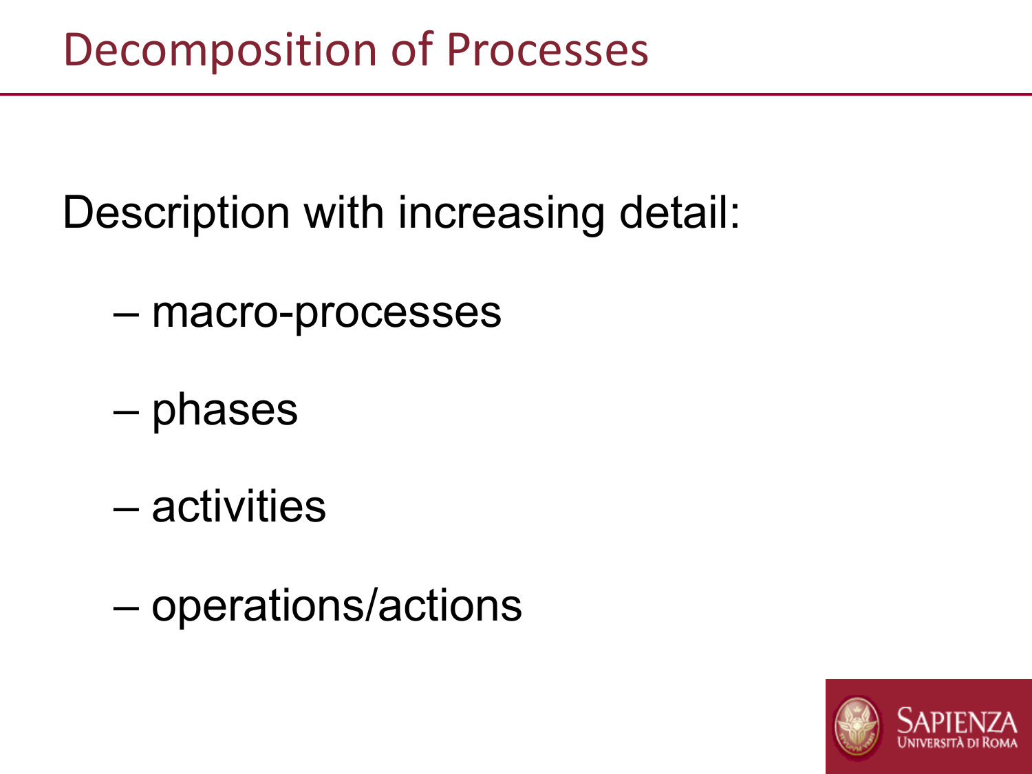# Decomposition of Processes

Description with increasing detail:

- macro-processes
- phases
- activities
- operations/actions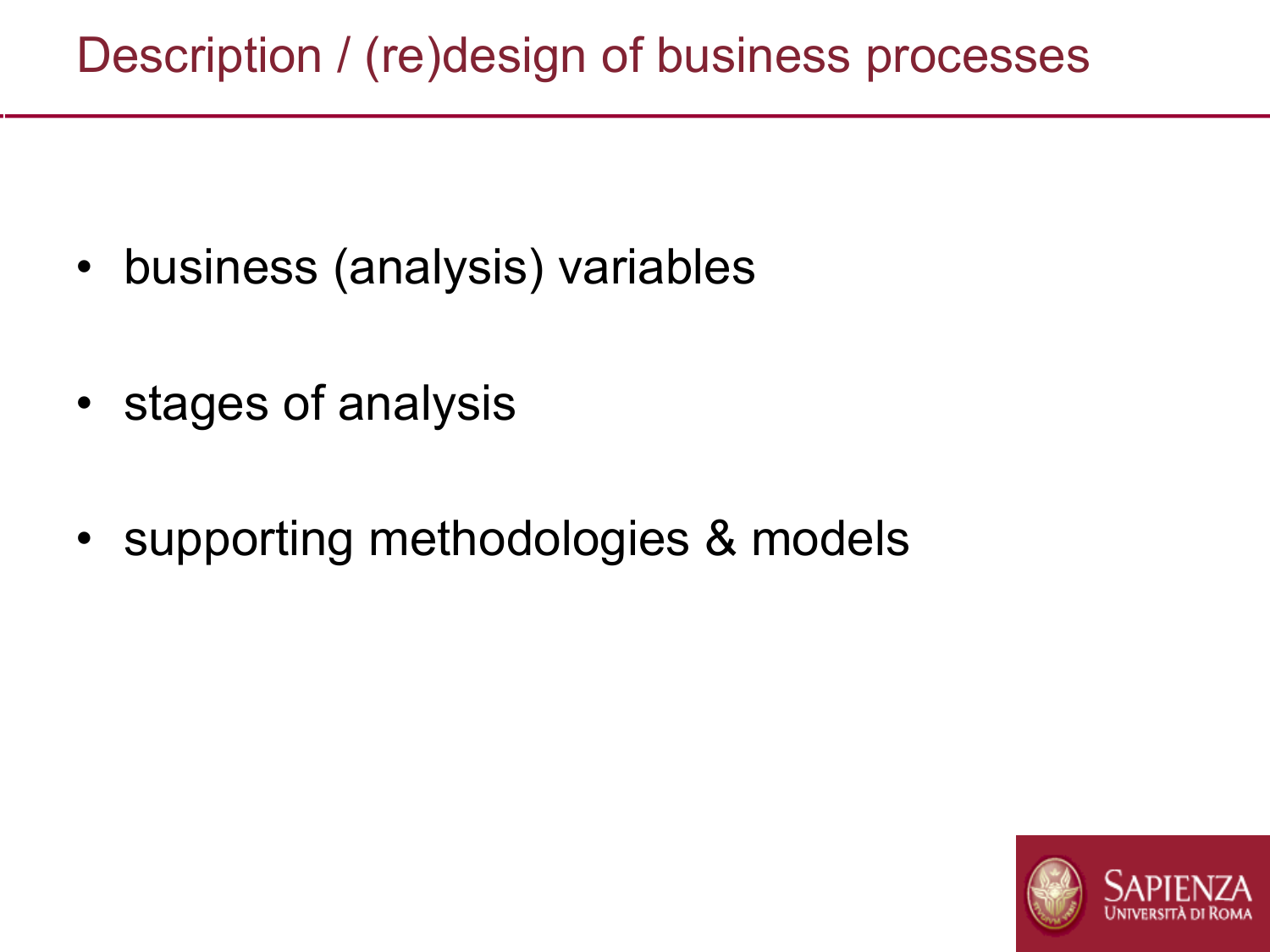# Description / (re)design of business processes

- business (analysis) variables
- stages of analysis
- supporting methodologies & models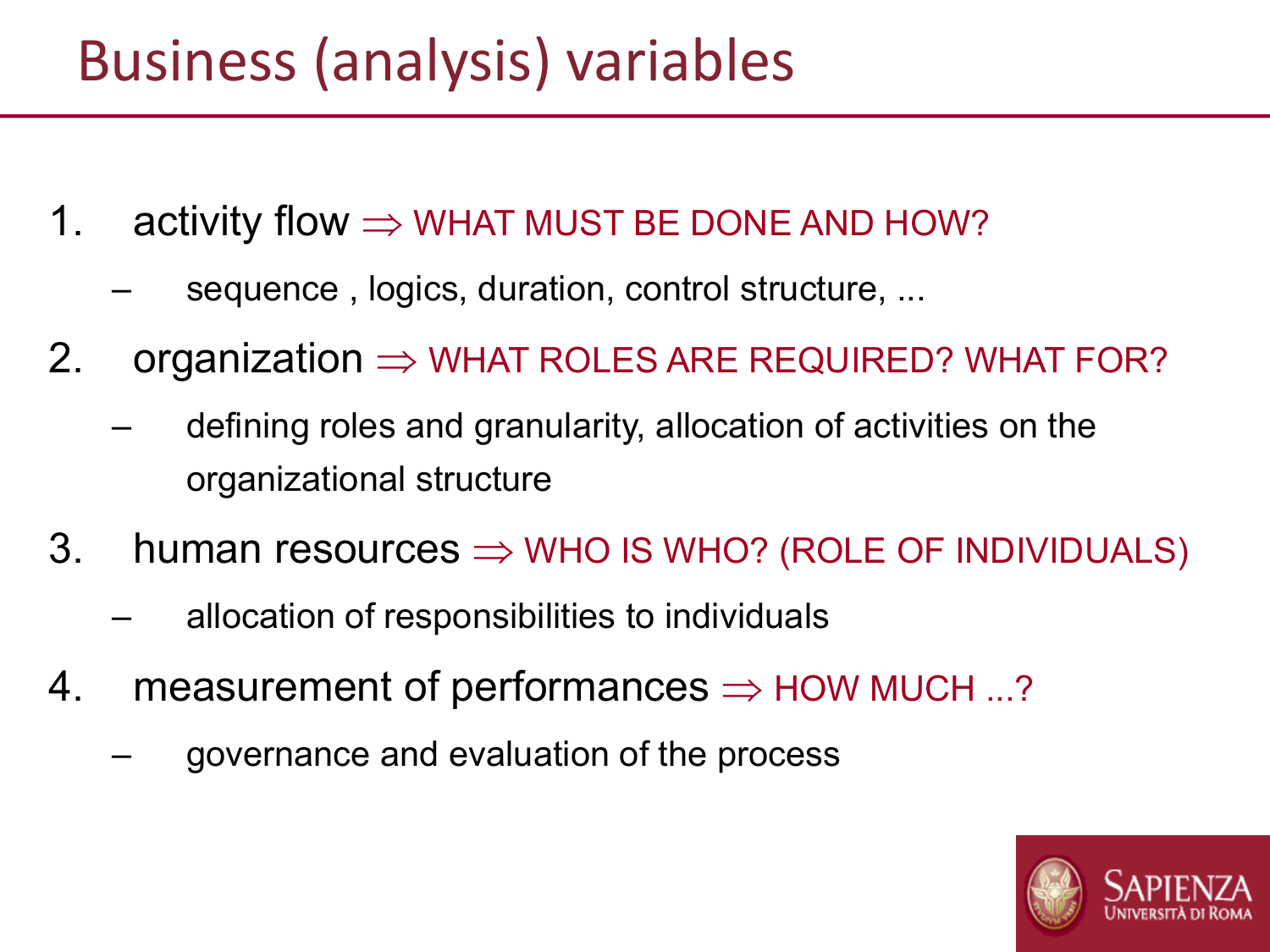# Business (analysis) variables

1. activity flow ⇒ WHAT MUST BE DONE AND HOW?
   - sequence , logics, duration, control structure, ...
2. organization ⇒ WHAT ROLES ARE REQUIRED? WHAT FOR?
   - defining roles and granularity, allocation of activities on the organizational structure
3. human resources ⇒ WHO IS WHO? (ROLE OF INDIVIDUALS)
   - allocation of responsibilities to individuals
4. measurement of performances ⇒ HOW MUCH ...?
   - governance and evaluation of the process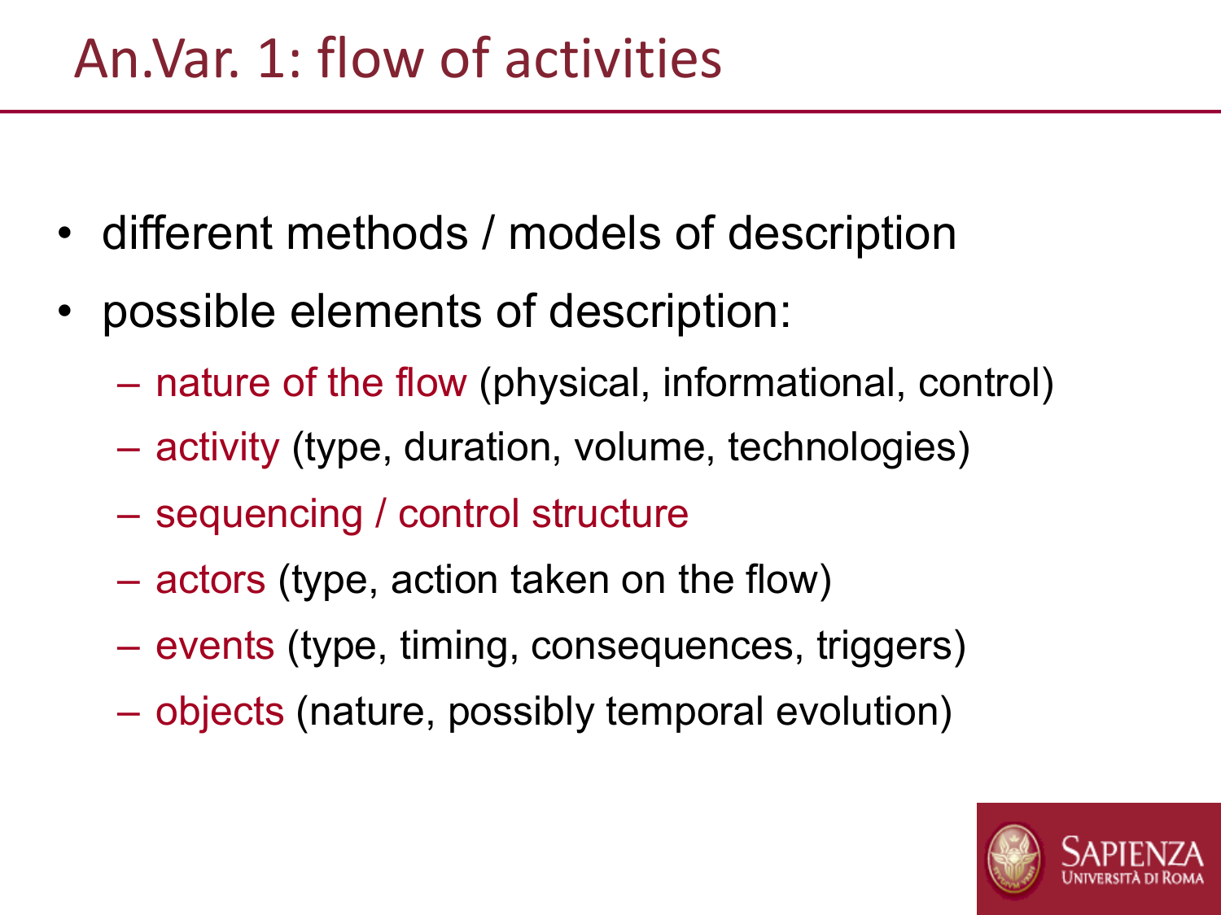# An.Var. 1: flow of activities

- different methods / models of description
- possible elements of description:
  - nature of the flow (physical, informational, control)
  - activity (type, duration, volume, technologies)
  - sequencing / control structure
  - actors (type, action taken on the flow)
  - events (type, timing, consequences, triggers)
  - objects (nature, possibly temporal evolution)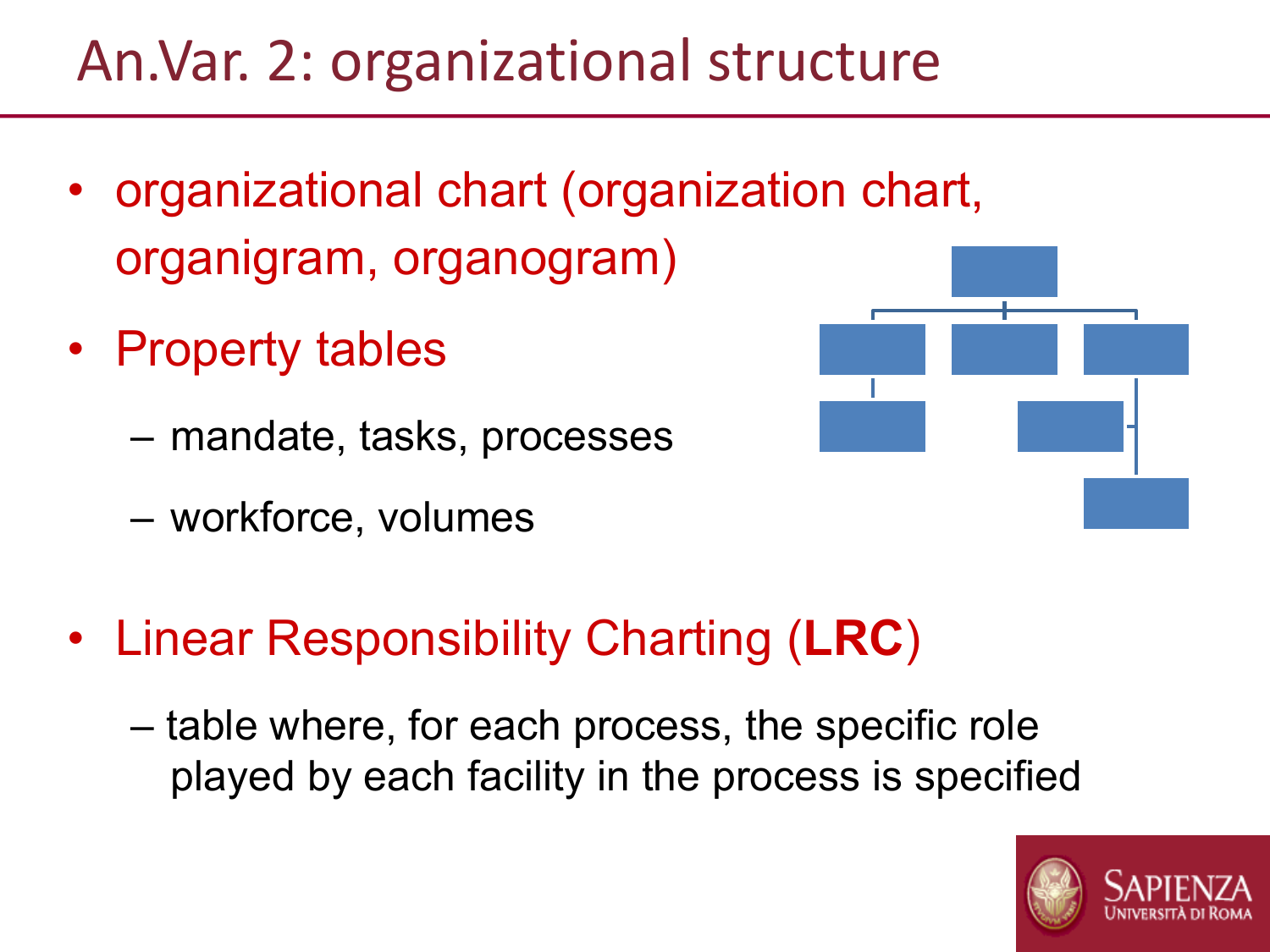# An.Var. 2: organizational structure

- organizational chart (organization chart, organigram, organogram)
- Property tables
  - mandate, tasks, processes
  - workforce, volumes
- Linear Responsibility Charting (**LRC**)
  - table where, for each process, the specific role played by each facility in the process is specified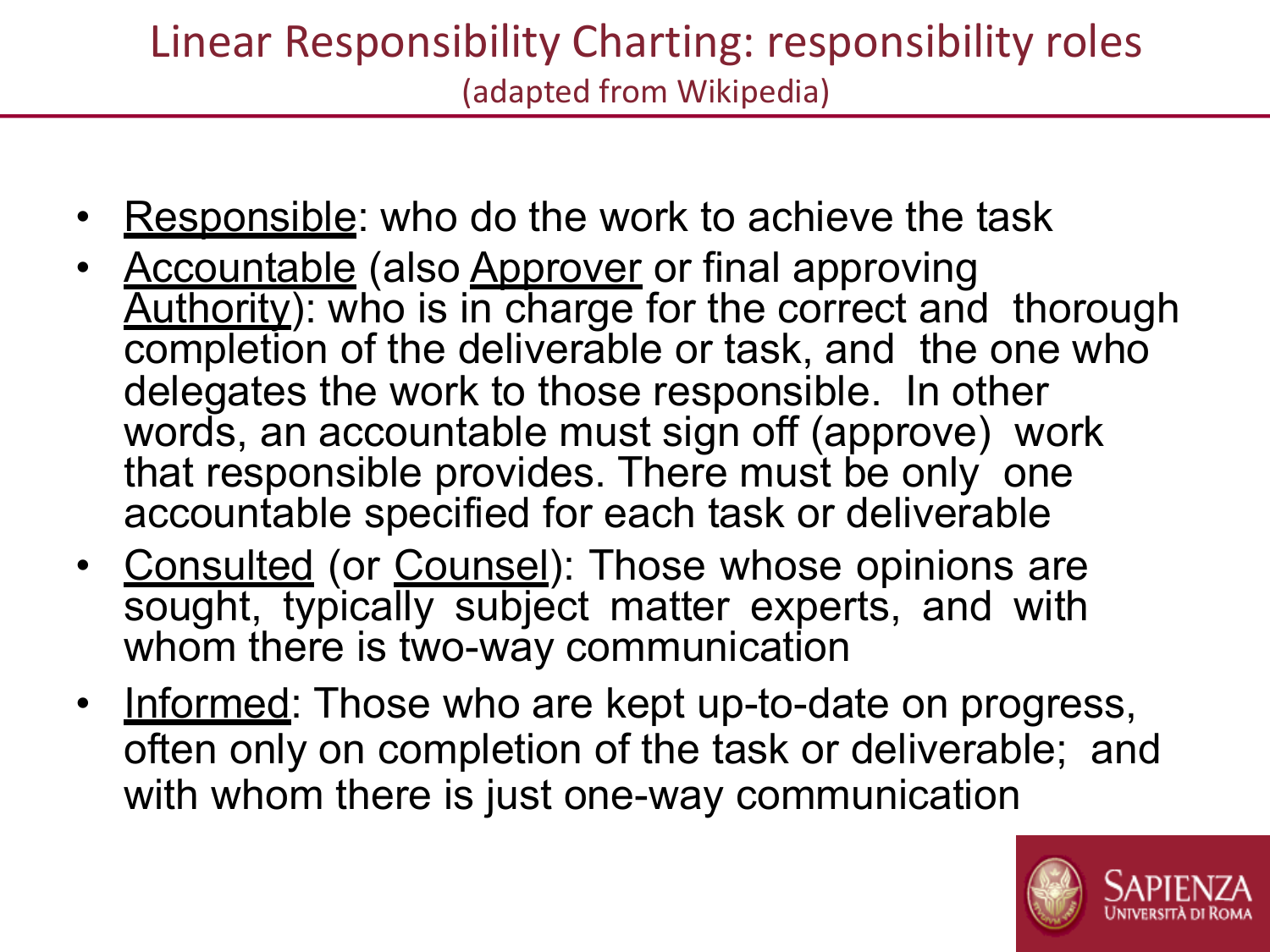# Linear Responsibility Charting: responsibility roles

(adapted from Wikipedia)

- Responsible: who do the work to achieve the task
- Accountable (also Approver or final approving Authority): who is in charge for the correct and thorough completion of the deliverable or task, and the one who delegates the work to those responsible. In other words, an accountable must sign off (approve) work that responsible provides. There must be only one accountable specified for each task or deliverable
- Consulted (or Counsel): Those whose opinions are sought, typically subject matter experts, and with whom there is two-way communication
- Informed: Those who are kept up-to-date on progress, often only on completion of the task or deliverable; and with whom there is just one-way communication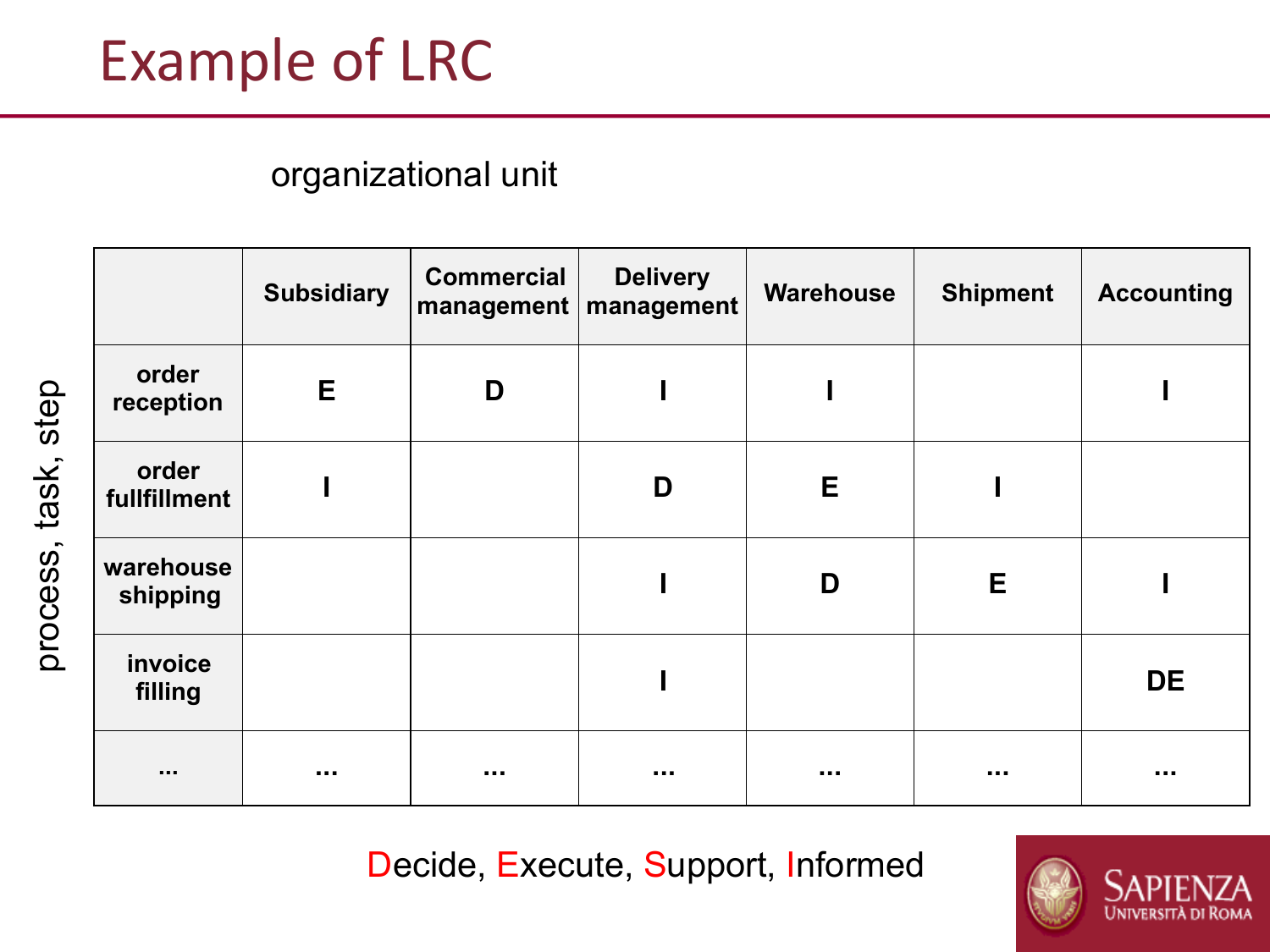# Example of LRC

organizational unit

process, task, step

| | Subsidiary | Commercial management | Delivery management | Warehouse | Shipment | Accounting |
|---|---|---|---|---|---|---|
| **order reception** | E | D | I | I | | I |
| **order fullfillment** | I | | D | E | I | |
| **warehouse shipping** | | | I | D | E | I |
| **invoice filling** | | | I | | | DE |
| ... | ... | ... | ... | ... | ... | ... |

Decide, Execute, Support, Informed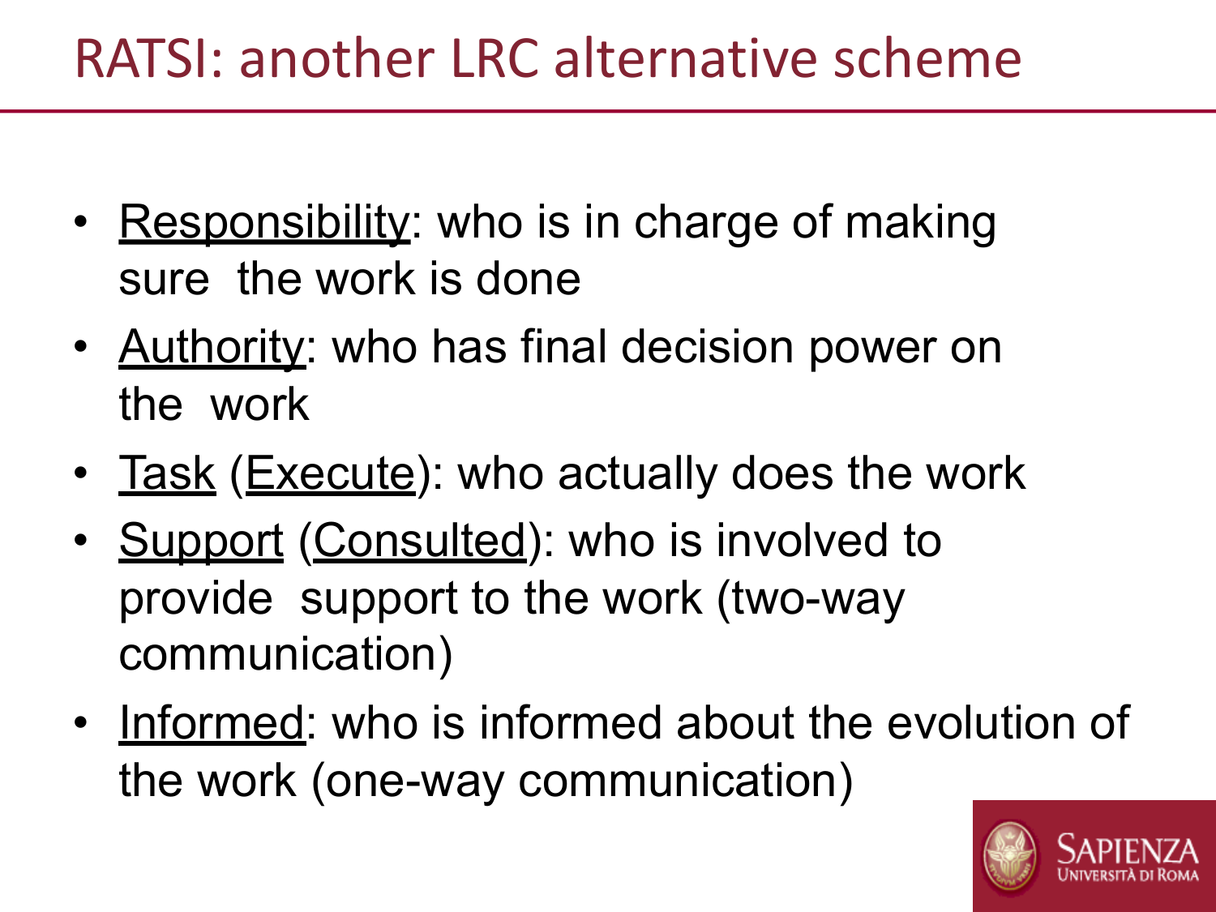# RATSI: another LRC alternative scheme

- Responsibility: who is in charge of making sure the work is done
- Authority: who has final decision power on the work
- Task (Execute): who actually does the work
- Support (Consulted): who is involved to provide support to the work (two-way communication)
- Informed: who is informed about the evolution of the work (one-way communication)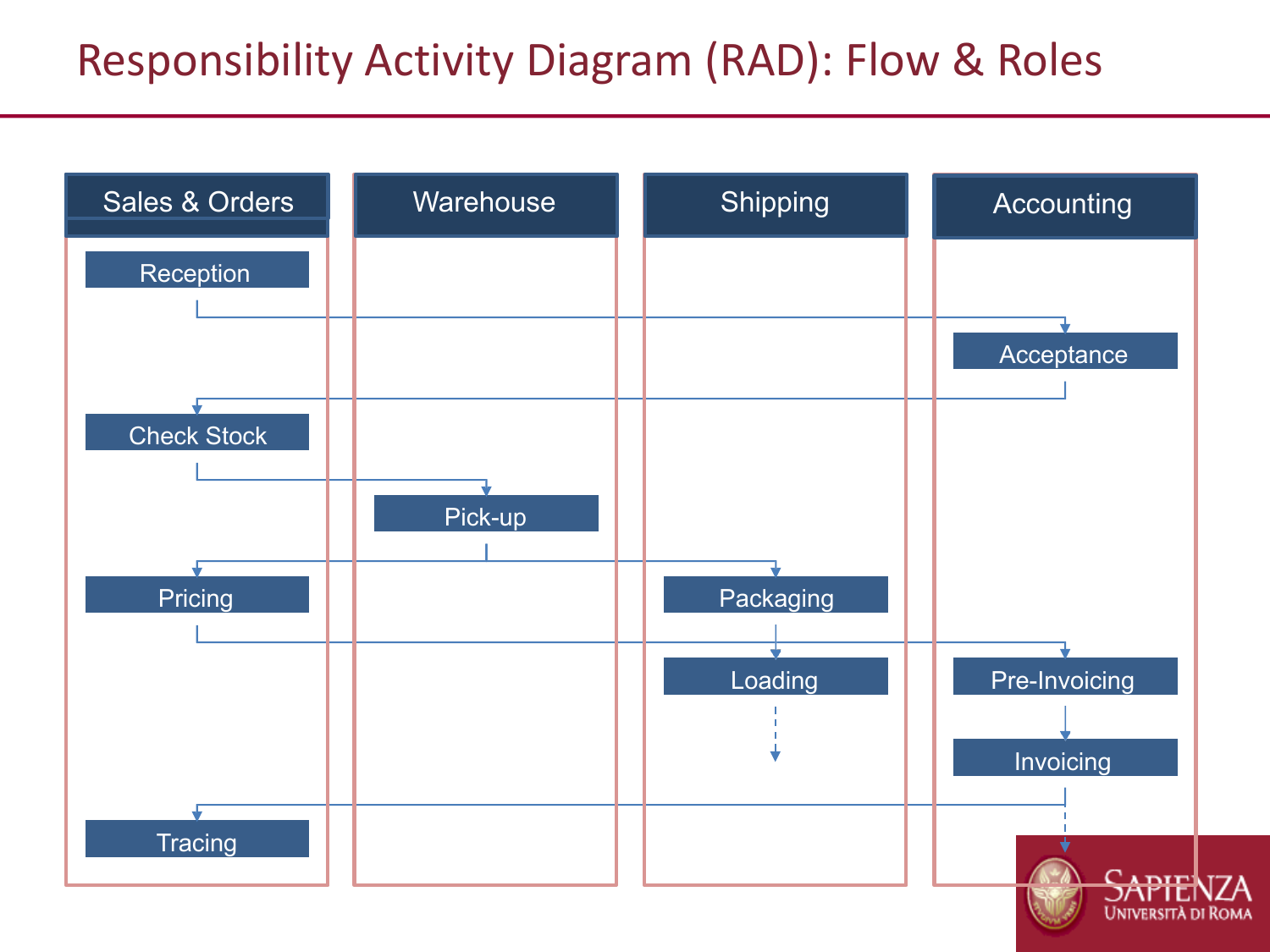# Responsibility Activity Diagram (RAD): Flow & Roles

| Sales & Orders | Warehouse | Shipping | Accounting |
| --- | --- | --- | --- |
| Reception | | | |
| | | | Acceptance |
| Check Stock | | | |
| | Pick-up | | |
| Pricing | | Packaging | |
| | | Loading | Pre-Invoicing |
| | | | Invoicing |
| Tracing | | | |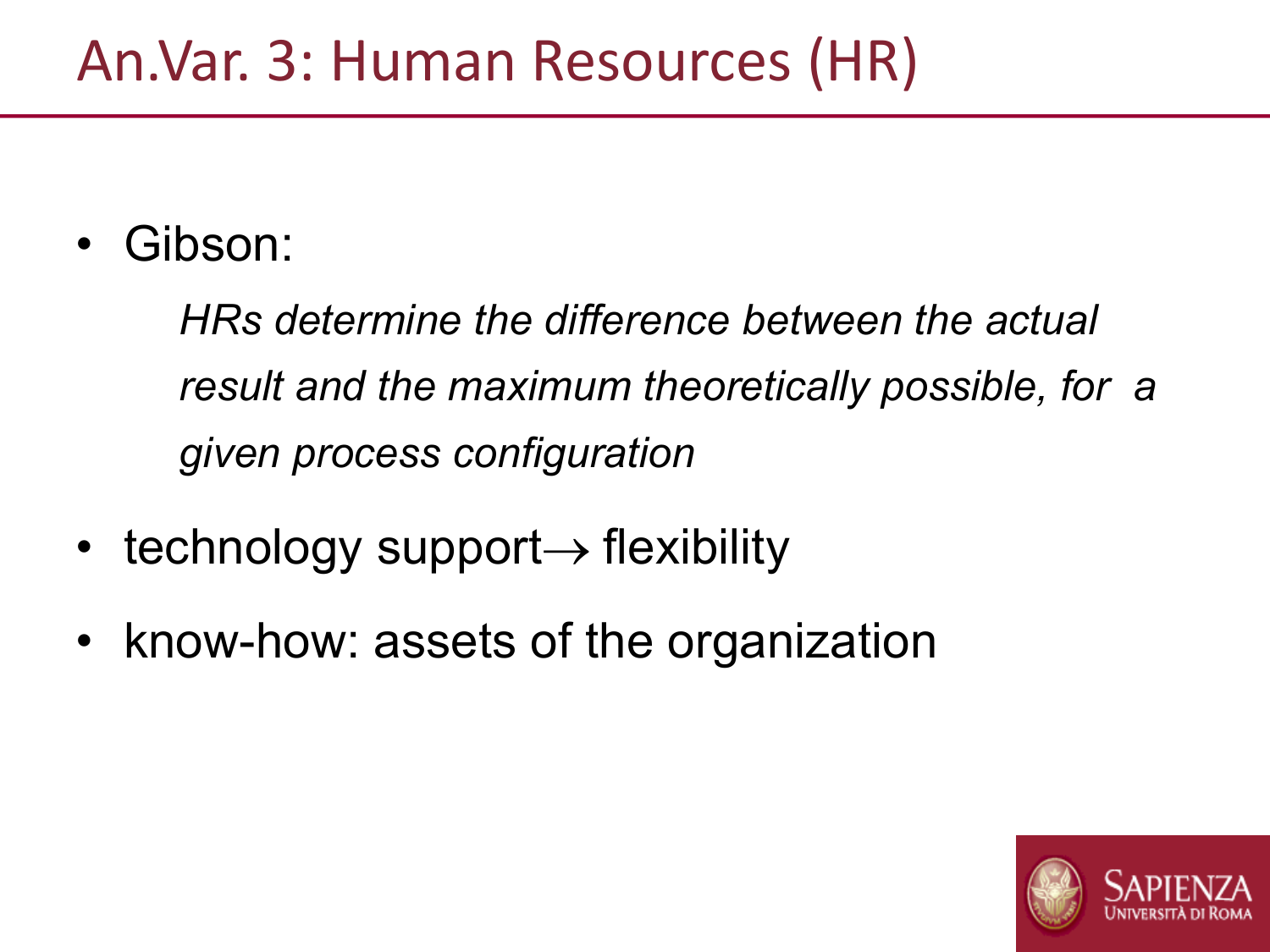# An.Var. 3: Human Resources (HR)

- Gibson:

  *HRs determine the difference between the actual result and the maximum theoretically possible, for a given process configuration*

- technology support→ flexibility
- know-how: assets of the organization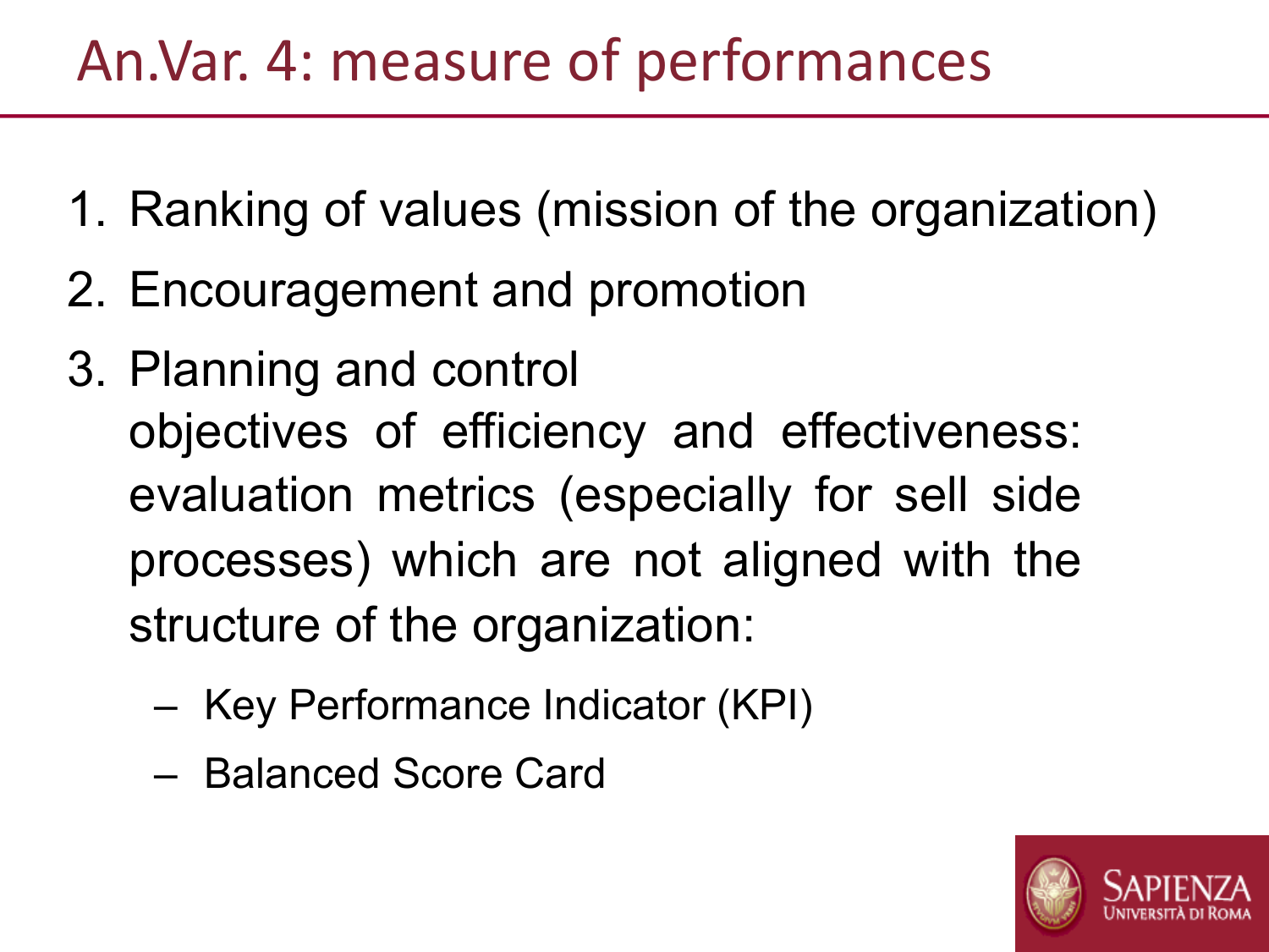# An.Var. 4: measure of performances

1. Ranking of values (mission of the organization)
2. Encouragement and promotion
3. Planning and control
   objectives of efficiency and effectiveness: evaluation metrics (especially for sell side processes) which are not aligned with the structure of the organization:
   - Key Performance Indicator (KPI)
   - Balanced Score Card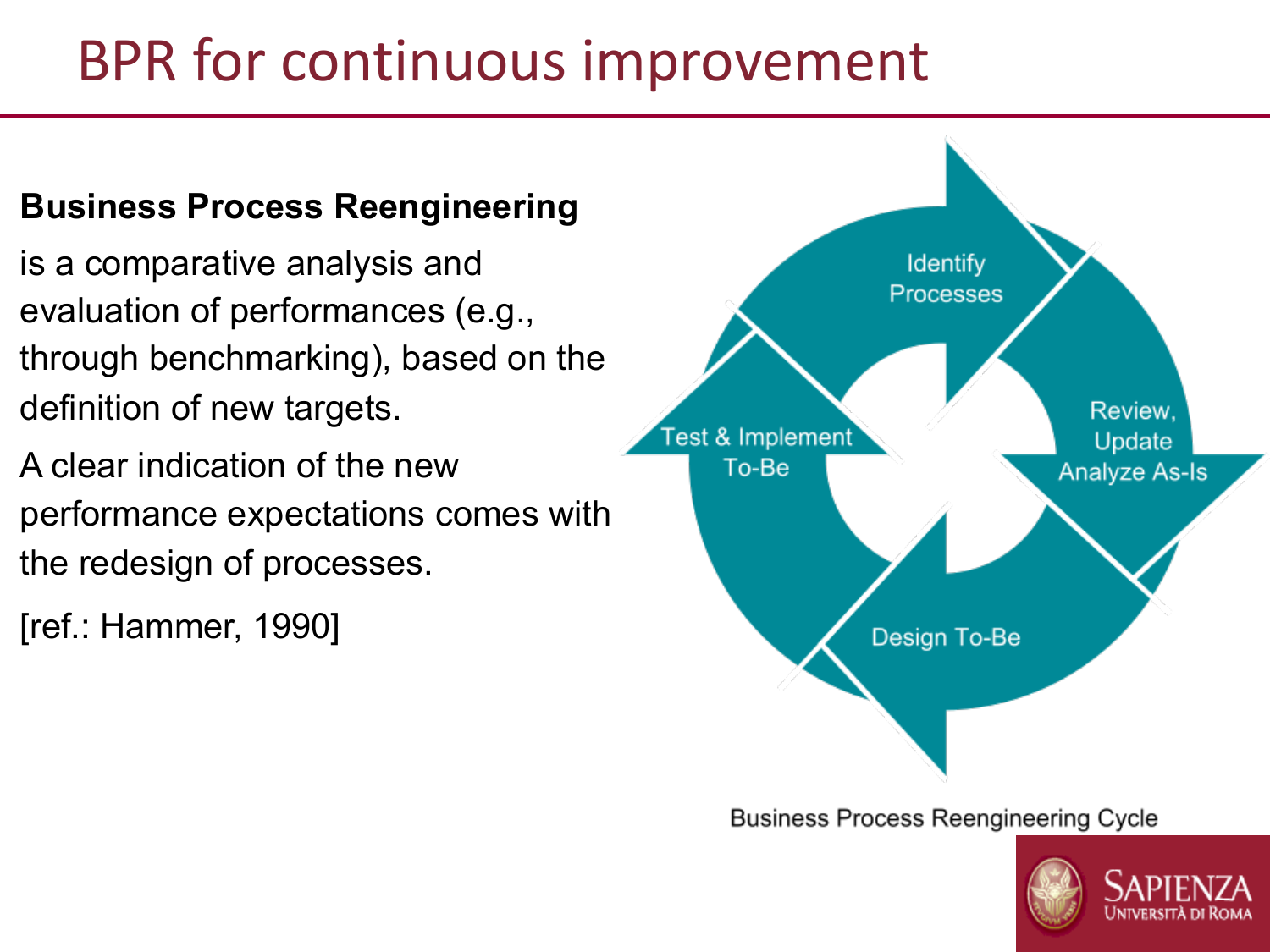# BPR for continuous improvement

**Business Process Reengineering**

is a comparative analysis and evaluation of performances (e.g., through benchmarking), based on the definition of new targets.

A clear indication of the new performance expectations comes with the redesign of processes.

[ref.: Hammer, 1990]

Identify Processes

Review, Update Analyze As-Is

Design To-Be

Test & Implement To-Be

Business Process Reengineering Cycle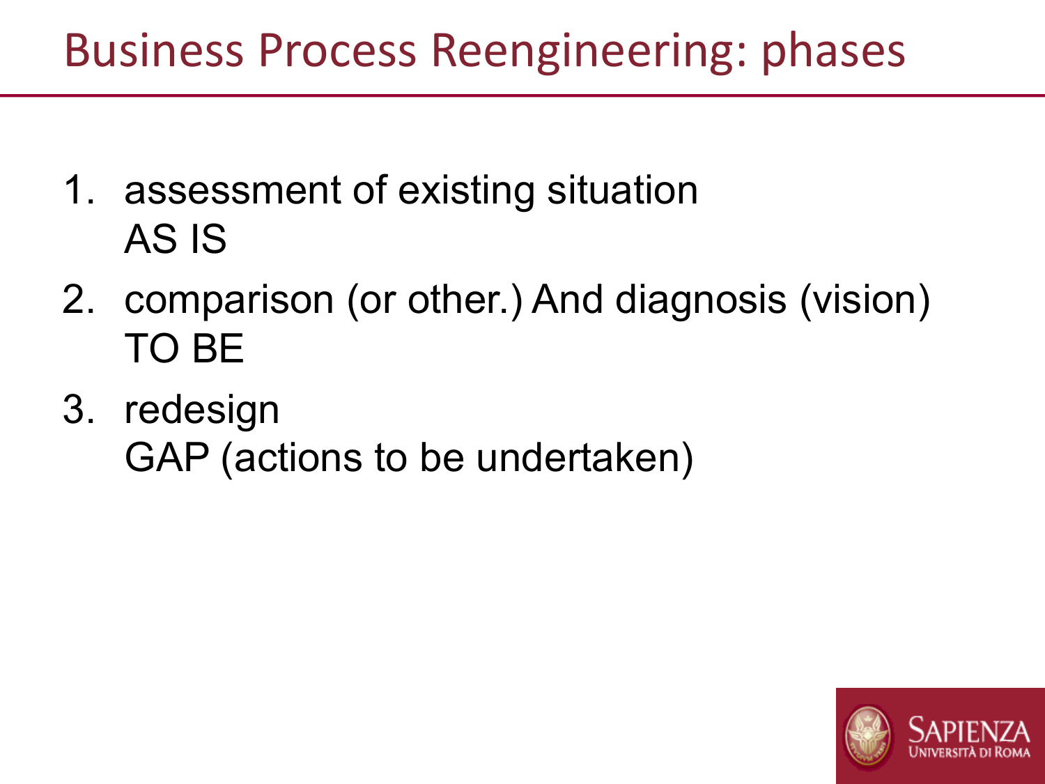# Business Process Reengineering: phases

1. assessment of existing situation
   AS IS
2. comparison (or other.) And diagnosis (vision)
   TO BE
3. redesign
   GAP (actions to be undertaken)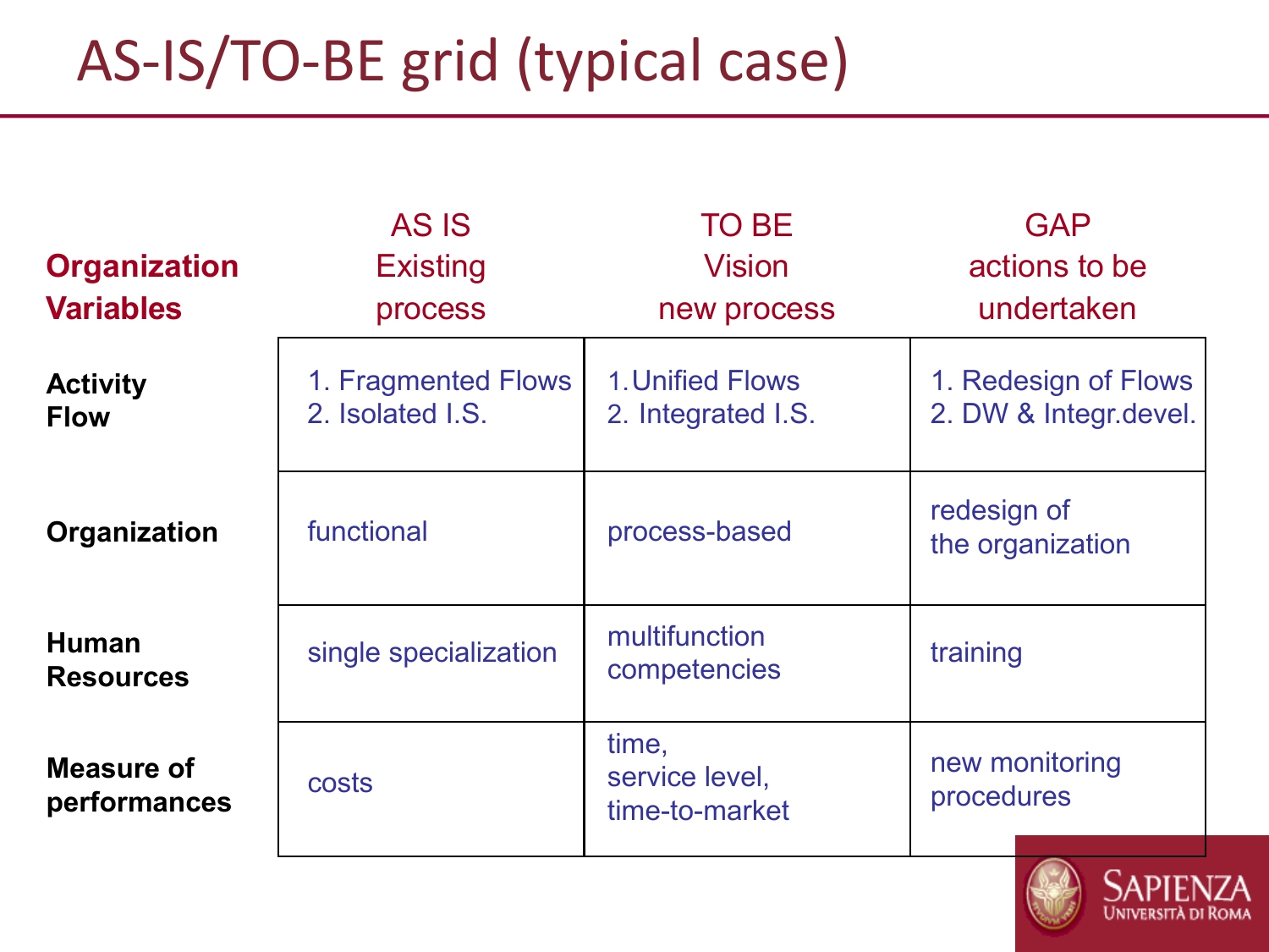# AS-IS/TO-BE grid (typical case)

| **Organization Variables** | AS IS Existing process | TO BE Vision new process | GAP actions to be undertaken |
|---|---|---|---|
| **Activity Flow** | 1. Fragmented Flows<br>2. Isolated I.S. | 1. Unified Flows<br>2. Integrated I.S. | 1. Redesign of Flows<br>2. DW & Integr.devel. |
| **Organization** | functional | process-based | redesign of the organization |
| **Human Resources** | single specialization | multifunction competencies | training |
| **Measure of performances** | costs | time, service level, time-to-market | new monitoring procedures |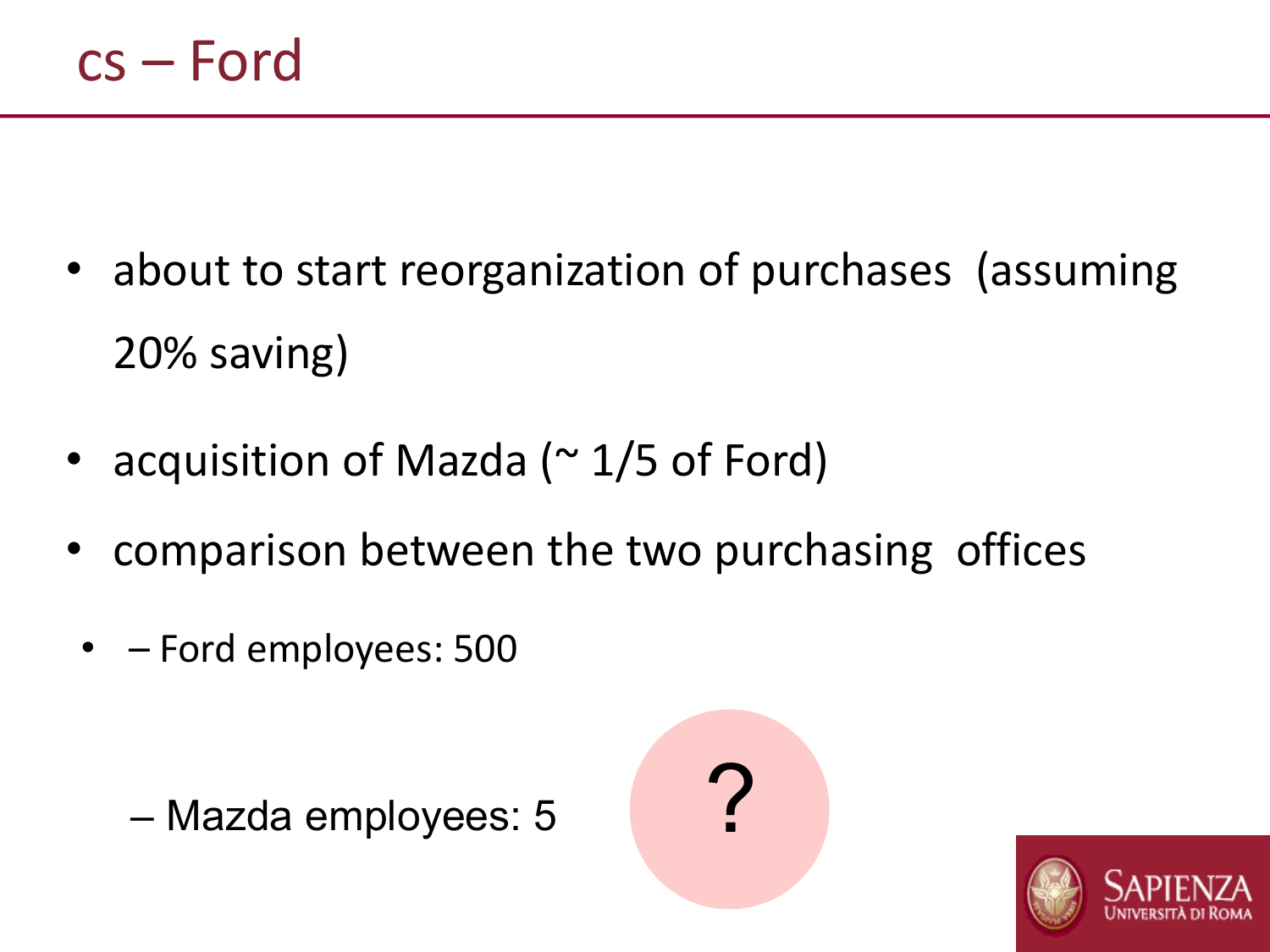# cs – Ford

- about to start reorganization of purchases (assuming 20% saving)
- acquisition of Mazda (~ 1/5 of Ford)
- comparison between the two purchasing offices
- – Ford employees: 500

  – Mazda employees: 5

?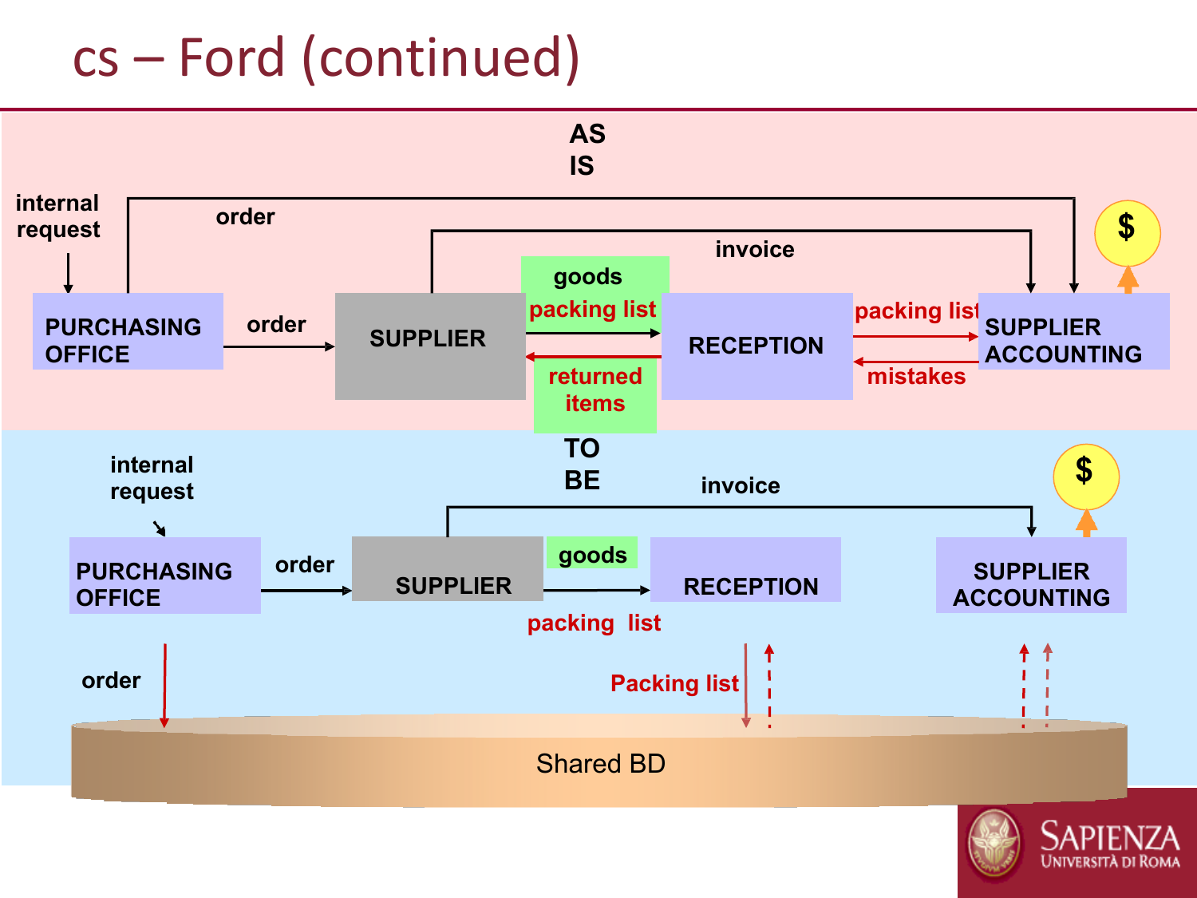# cs – Ford (continued)

**AS IS**

internal request

order

invoice

goods

packing list

returned items

packing list

mistakes

PURCHASING OFFICE

order

SUPPLIER

RECEPTION

SUPPLIER ACCOUNTING

$

**TO BE**

internal request

invoice

goods

PURCHASING OFFICE

order

SUPPLIER

RECEPTION

SUPPLIER ACCOUNTING

$

packing list

order

Packing list

Shared BD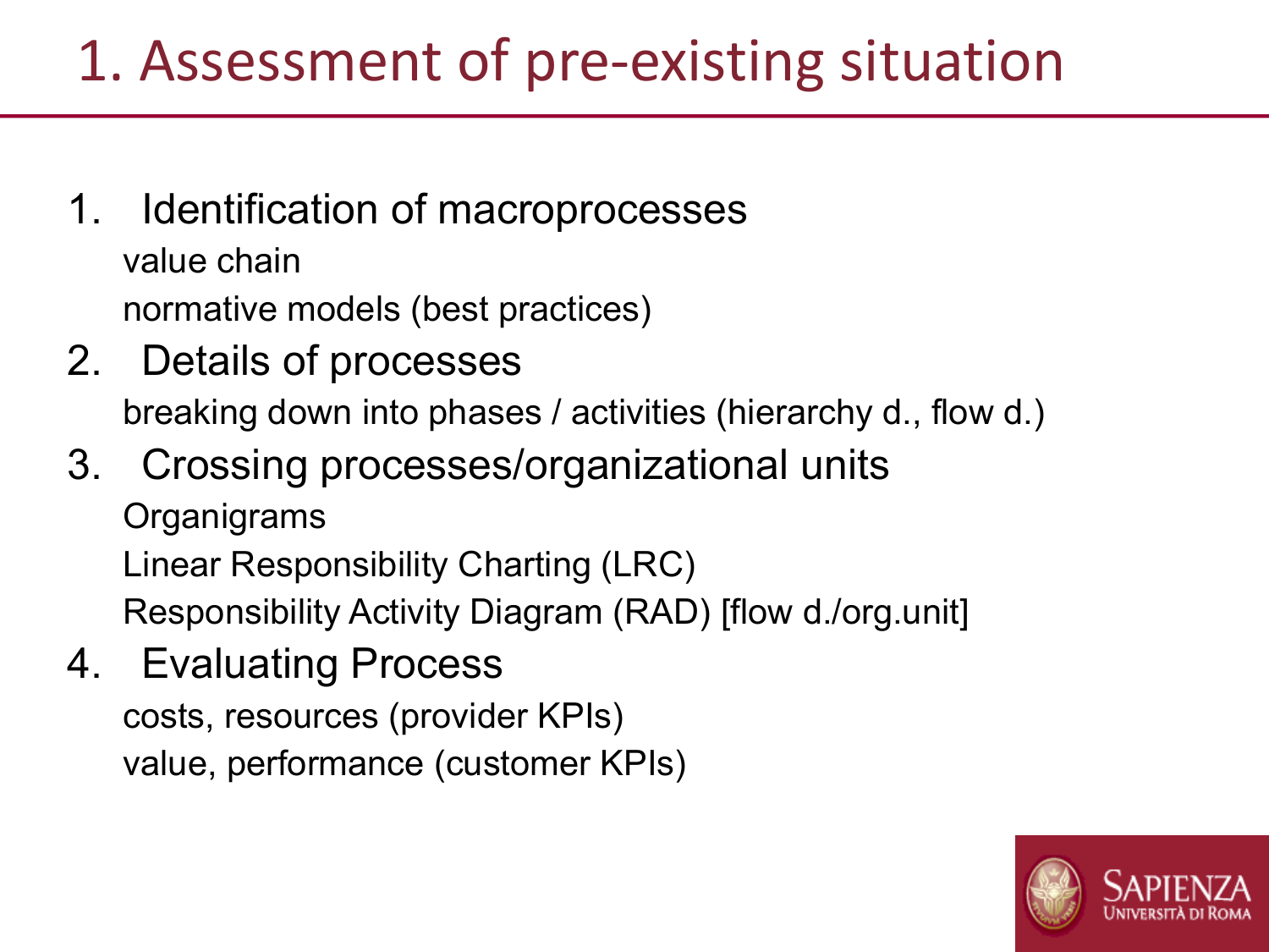# 1. Assessment of pre-existing situation

1. Identification of macroprocesses
   value chain
   normative models (best practices)
2. Details of processes
   breaking down into phases / activities (hierarchy d., flow d.)
3. Crossing processes/organizational units
   Organigrams
   Linear Responsibility Charting (LRC)
   Responsibility Activity Diagram (RAD) [flow d./org.unit]
4. Evaluating Process
   costs, resources (provider KPIs)
   value, performance (customer KPIs)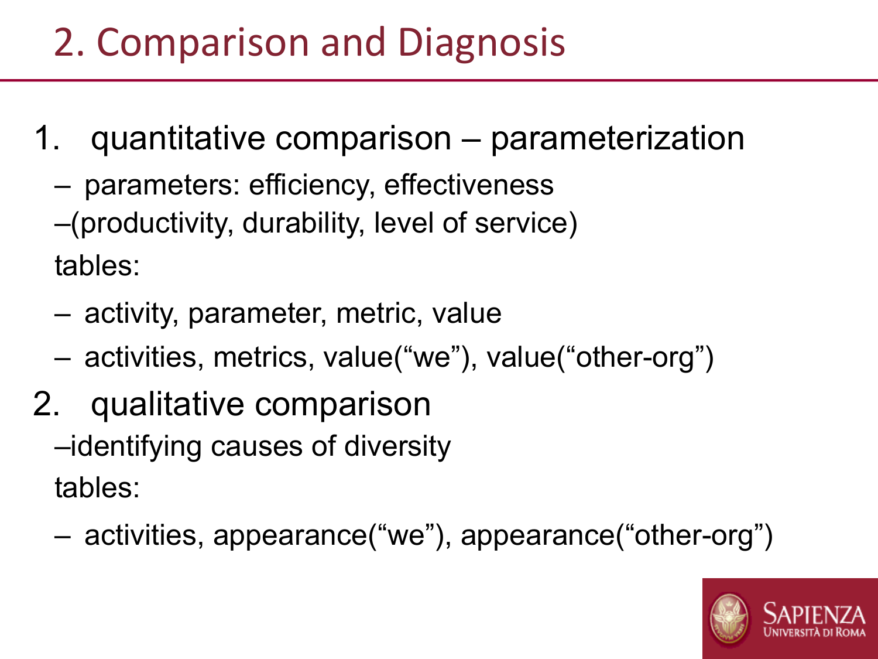# 2. Comparison and Diagnosis

1. quantitative comparison – parameterization
   - parameters: efficiency, effectiveness
   - (productivity, durability, level of service)

   tables:
   - activity, parameter, metric, value
   - activities, metrics, value(“we”), value(“other-org”)
2. qualitative comparison
   - identifying causes of diversity

   tables:
   - activities, appearance(“we”), appearance(“other-org”)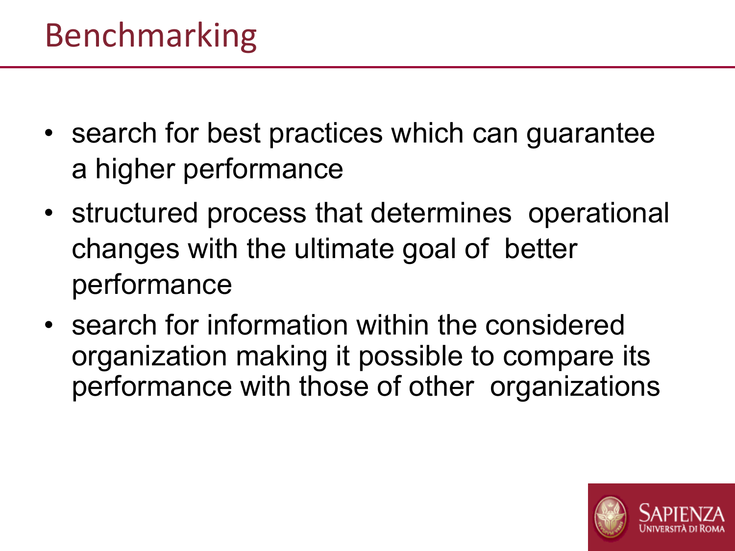# Benchmarking

- search for best practices which can guarantee a higher performance
- structured process that determines operational changes with the ultimate goal of better performance
- search for information within the considered organization making it possible to compare its performance with those of other organizations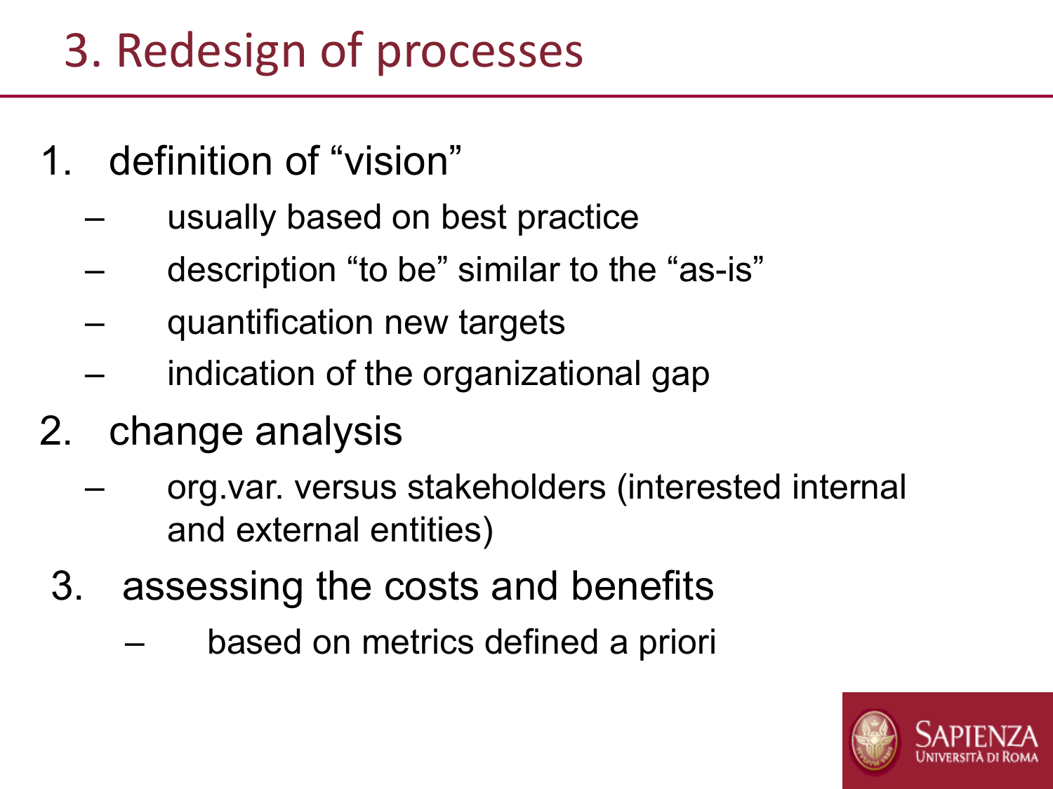# 3. Redesign of processes

1. definition of "vision"
   - usually based on best practice
   - description "to be" similar to the "as-is"
   - quantification new targets
   - indication of the organizational gap
2. change analysis
   - org.var. versus stakeholders (interested internal and external entities)
3. assessing the costs and benefits
   - based on metrics defined a priori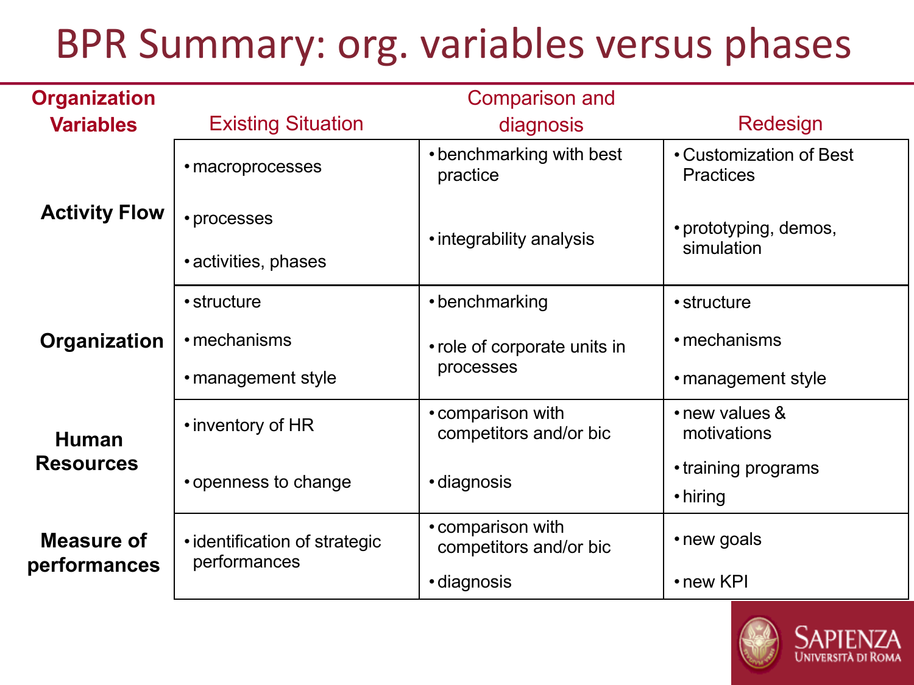# BPR Summary: org. variables versus phases

| Organization Variables | Existing Situation | Comparison and diagnosis | Redesign |
| --- | --- | --- | --- |
| **Activity Flow** | • macroprocesses<br>• processes<br>• activities, phases | • benchmarking with best practice<br>• integrability analysis | • Customization of Best Practices<br>• prototyping, demos, simulation |
| **Organization** | • structure<br>• mechanisms<br>• management style | • benchmarking<br>• role of corporate units in processes | • structure<br>• mechanisms<br>• management style |
| **Human Resources** | • inventory of HR<br>• openness to change | • comparison with competitors and/or bic<br>• diagnosis | • new values & motivations<br>• training programs<br>• hiring |
| **Measure of performances** | • identification of strategic performances | • comparison with competitors and/or bic<br>• diagnosis | • new goals<br>• new KPI |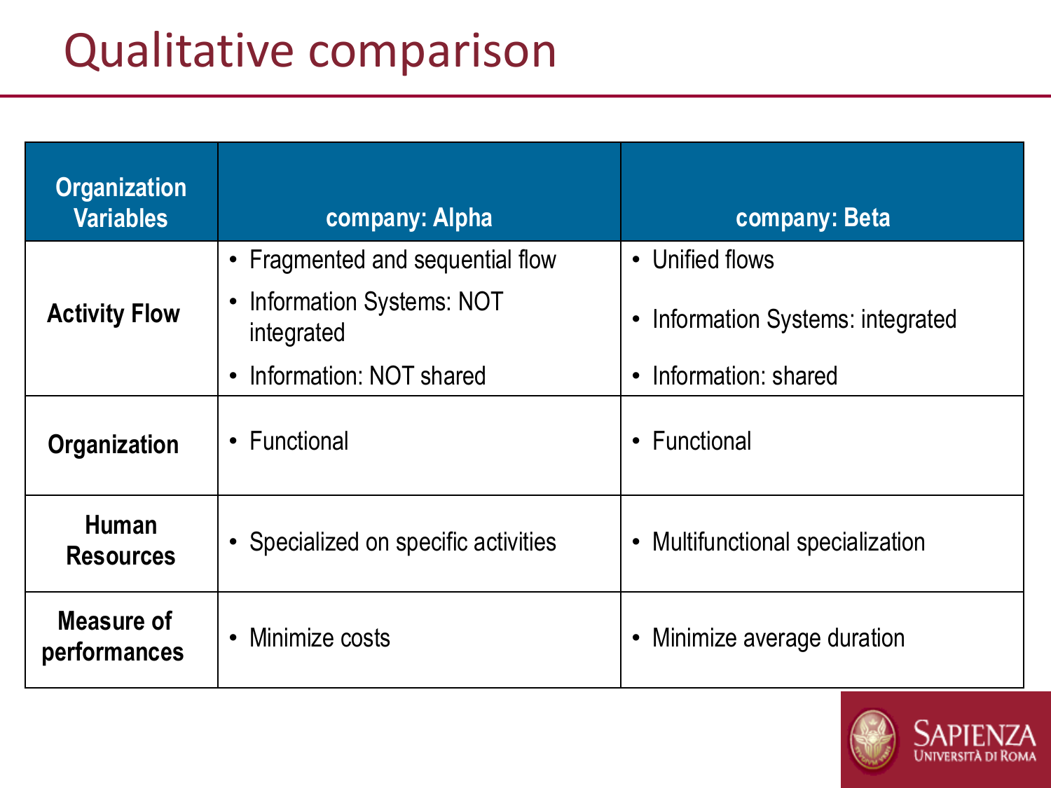# Qualitative comparison

| Organization Variables | company: Alpha | company: Beta |
|---|---|---|
| **Activity Flow** | • Fragmented and sequential flow<br>• Information Systems: NOT integrated<br>• Information: NOT shared | • Unified flows<br>• Information Systems: integrated<br>• Information: shared |
| **Organization** | • Functional | • Functional |
| **Human Resources** | • Specialized on specific activities | • Multifunctional specialization |
| **Measure of performances** | • Minimize costs | • Minimize average duration |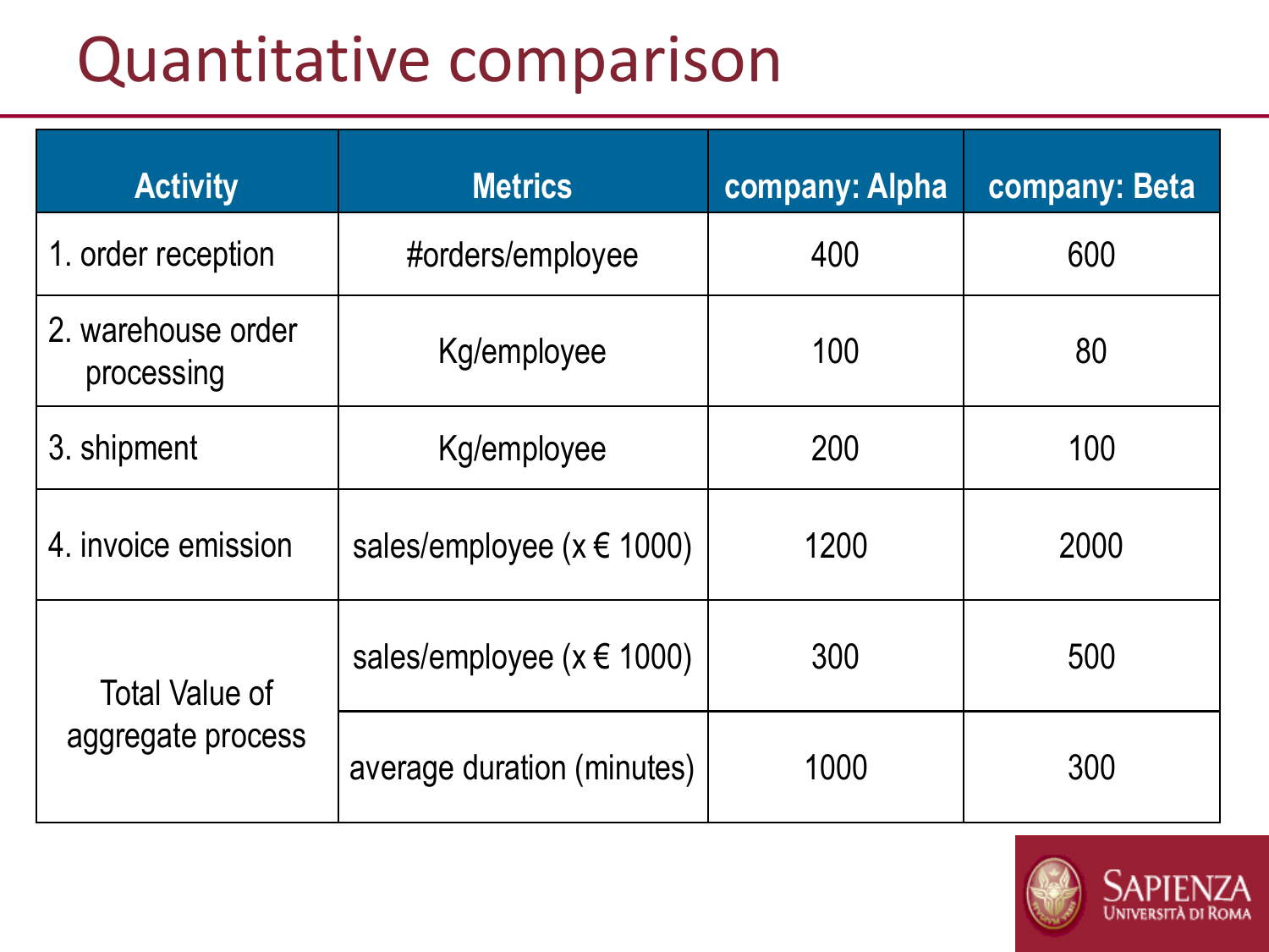# Quantitative comparison

| Activity | Metrics | company: Alpha | company: Beta |
|---|---|---|---|
| 1. order reception | #orders/employee | 400 | 600 |
| 2. warehouse order processing | Kg/employee | 100 | 80 |
| 3. shipment | Kg/employee | 200 | 100 |
| 4. invoice emission | sales/employee (x € 1000) | 1200 | 2000 |
| Total Value of aggregate process | sales/employee (x € 1000) | 300 | 500 |
| | average duration (minutes) | 1000 | 300 |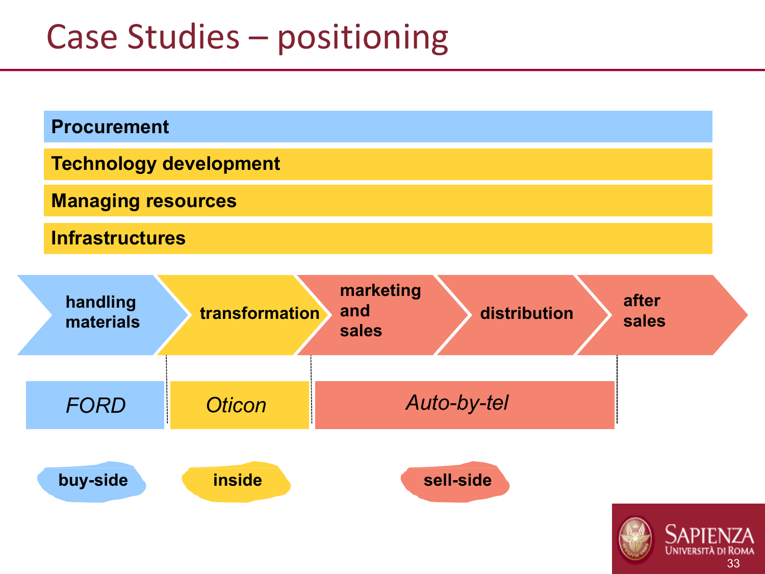# Case Studies – positioning

**Procurement**

**Technology development**

**Managing resources**

**Infrastructures**

| **handling materials** | **transformation** | **marketing and sales** | **distribution** | **after sales** |
|---|---|---|---|---|
| *FORD* | *Oticon* | *Auto-by-tel* | | |
| **buy-side** | **inside** | **sell-side** | | |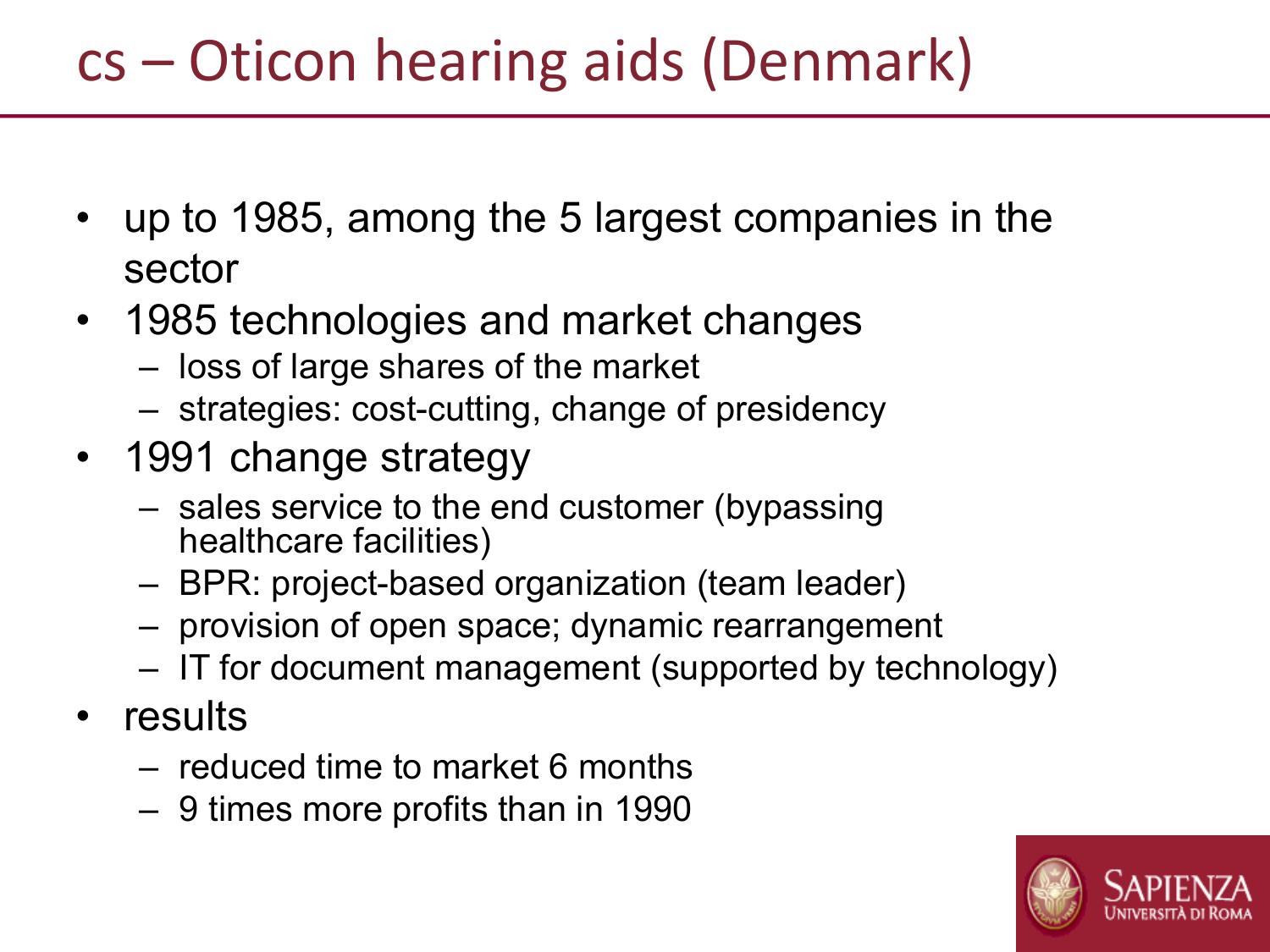# cs – Oticon hearing aids (Denmark)

- up to 1985, among the 5 largest companies in the sector
- 1985 technologies and market changes
  - loss of large shares of the market
  - strategies: cost-cutting, change of presidency
- 1991 change strategy
  - sales service to the end customer (bypassing healthcare facilities)
  - BPR: project-based organization (team leader)
  - provision of open space; dynamic rearrangement
  - IT for document management (supported by technology)
- results
  - reduced time to market 6 months
  - 9 times more profits than in 1990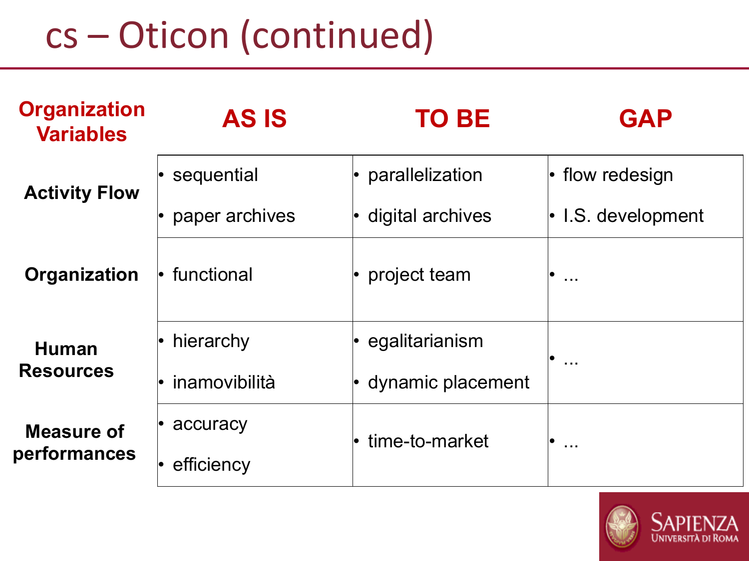# cs – Oticon (continued)

| Organization Variables | AS IS | TO BE | GAP |
|---|---|---|---|
| **Activity Flow** | • sequential<br>• paper archives | • parallelization<br>• digital archives | • flow redesign<br>• I.S. development |
| **Organization** | • functional | • project team | • ... |
| **Human Resources** | • hierarchy<br>• inamovibilità | • egalitarianism<br>• dynamic placement | • ... |
| **Measure of performances** | • accuracy<br>• efficiency | • time-to-market | • ... |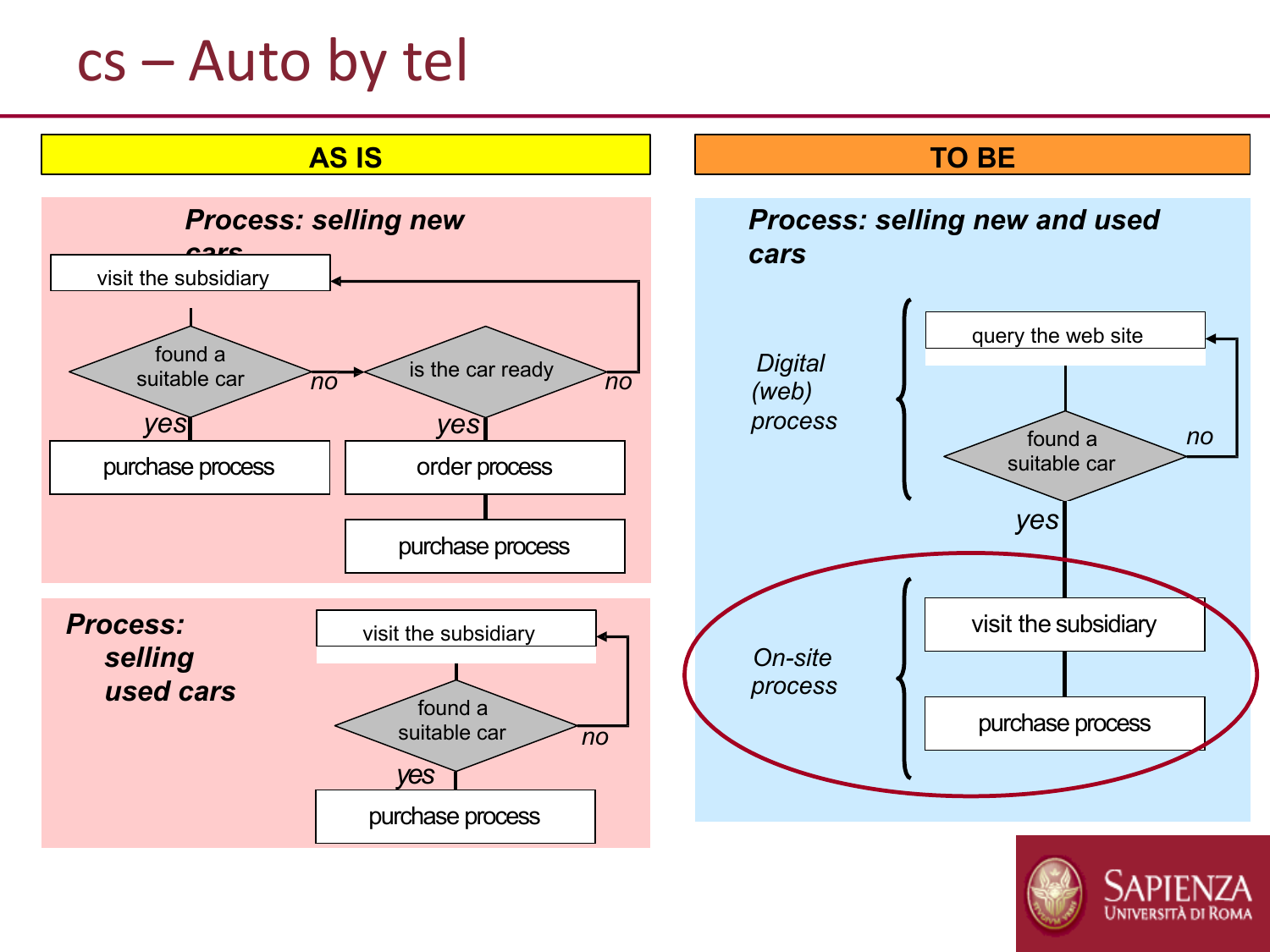# cs – Auto by tel

**AS IS**

***Process: selling new cars***

visit the subsidiary

found a suitable car

no

is the car ready

no

yes

yes

purchase process

order process

purchase process

***Process: selling used cars***

visit the subsidiary

found a suitable car

no

yes

purchase process

**TO BE**

***Process: selling new and used cars***

*Digital (web) process*

query the web site

found a suitable car

no

yes

*On-site process*

visit the subsidiary

purchase process